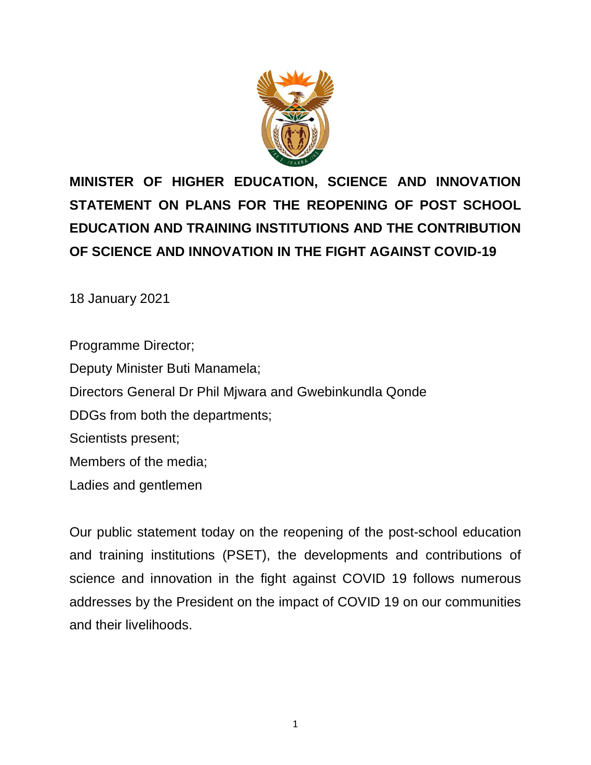# MINISTER OF HIGHER EDUCATION, SCIENCE AND INNOVATION STATEMENT ON PLANS FOR THE REOPENING OF POST SCHOOL EDUCATION AND TRAINING INSTITUTIONS AND THE CONTRIBUTION OF SCIENCE AND INNOVATION IN THE FIGHT AGAINST COVID-19

18 January 2021

Programme Director;
Deputy Minister Buti Manamela;
Directors General Dr Phil Mjwara and Gwebinkundla Qonde
DDGs from both the departments;
Scientists present;
Members of the media;
Ladies and gentlemen

Our public statement today on the reopening of the post-school education and training institutions (PSET), the developments and contributions of science and innovation in the fight against COVID 19 follows numerous addresses by the President on the impact of COVID 19 on our communities and their livelihoods.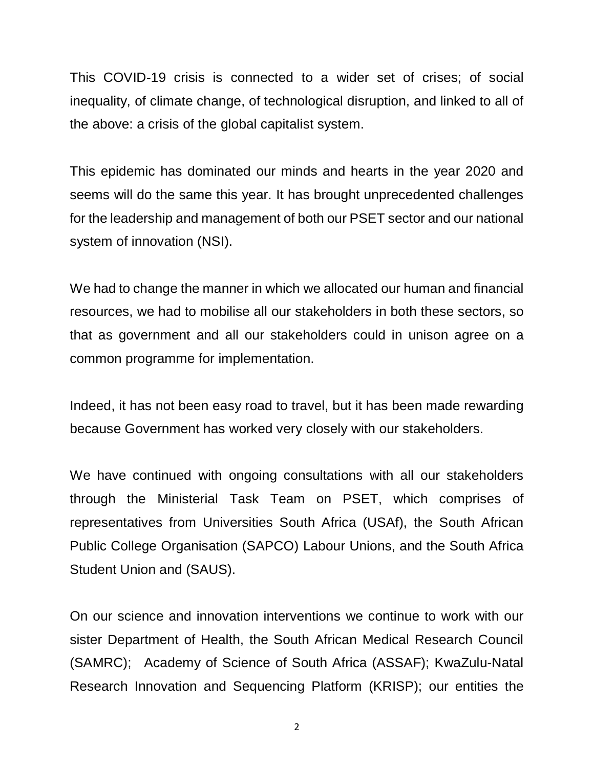This COVID-19 crisis is connected to a wider set of crises; of social inequality, of climate change, of technological disruption, and linked to all of the above: a crisis of the global capitalist system.

This epidemic has dominated our minds and hearts in the year 2020 and seems will do the same this year. It has brought unprecedented challenges for the leadership and management of both our PSET sector and our national system of innovation (NSI).

We had to change the manner in which we allocated our human and financial resources, we had to mobilise all our stakeholders in both these sectors, so that as government and all our stakeholders could in unison agree on a common programme for implementation.

Indeed, it has not been easy road to travel, but it has been made rewarding because Government has worked very closely with our stakeholders.

We have continued with ongoing consultations with all our stakeholders through the Ministerial Task Team on PSET, which comprises of representatives from Universities South Africa (USAf), the South African Public College Organisation (SAPCO) Labour Unions, and the South Africa Student Union and (SAUS).

On our science and innovation interventions we continue to work with our sister Department of Health, the South African Medical Research Council (SAMRC); Academy of Science of South Africa (ASSAF); KwaZulu-Natal Research Innovation and Sequencing Platform (KRISP); our entities the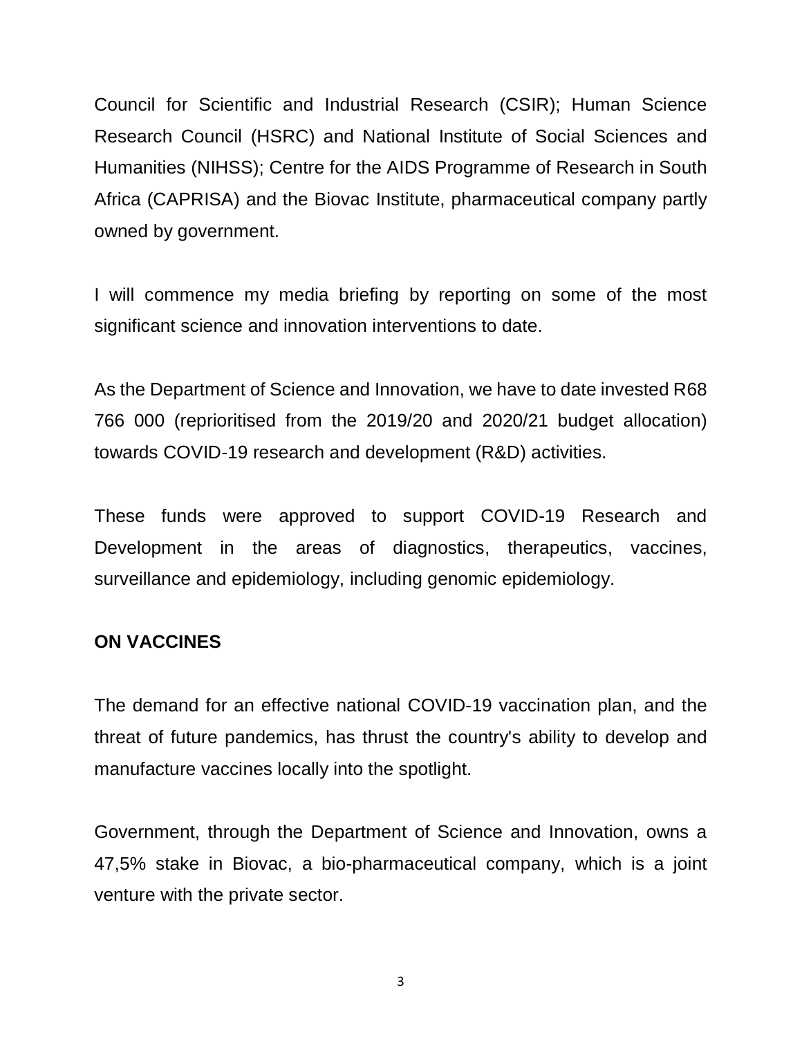Council for Scientific and Industrial Research (CSIR); Human Science Research Council (HSRC) and National Institute of Social Sciences and Humanities (NIHSS); Centre for the AIDS Programme of Research in South Africa (CAPRISA) and the Biovac Institute, pharmaceutical company partly owned by government.

I will commence my media briefing by reporting on some of the most significant science and innovation interventions to date.

As the Department of Science and Innovation, we have to date invested R68 766 000 (reprioritised from the 2019/20 and 2020/21 budget allocation) towards COVID-19 research and development (R&D) activities.

These funds were approved to support COVID-19 Research and Development in the areas of diagnostics, therapeutics, vaccines, surveillance and epidemiology, including genomic epidemiology.

**ON VACCINES**

The demand for an effective national COVID-19 vaccination plan, and the threat of future pandemics, has thrust the country's ability to develop and manufacture vaccines locally into the spotlight.

Government, through the Department of Science and Innovation, owns a 47,5% stake in Biovac, a bio-pharmaceutical company, which is a joint venture with the private sector.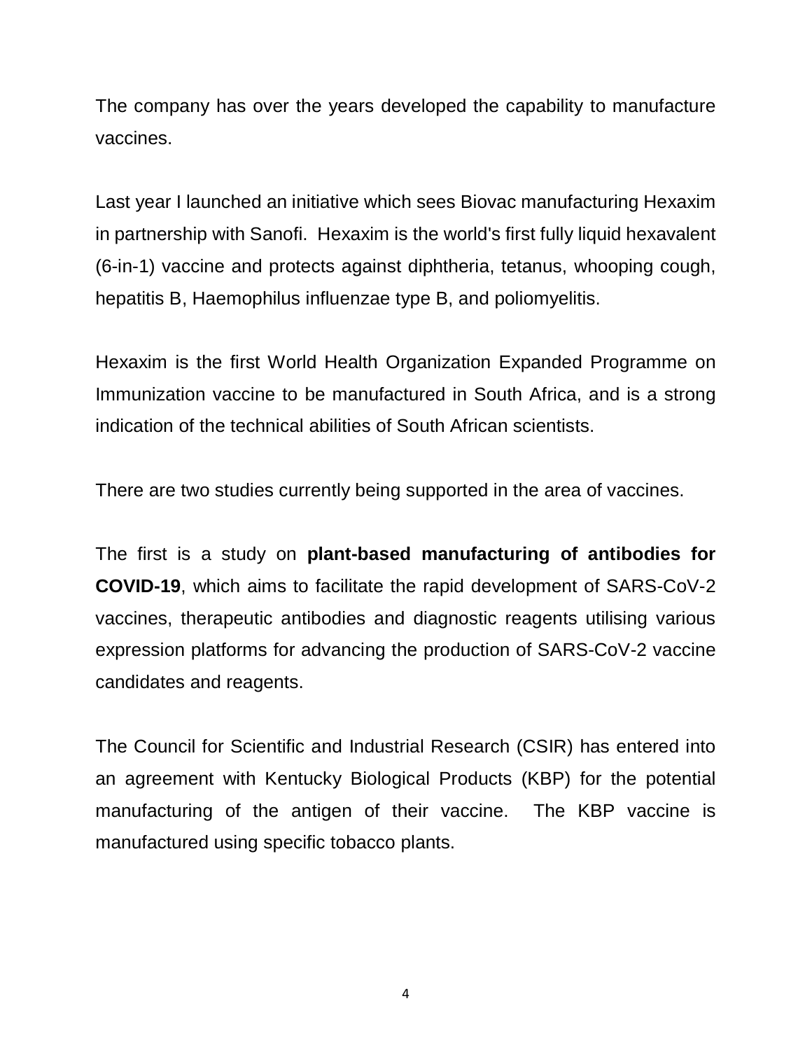The company has over the years developed the capability to manufacture vaccines.

Last year I launched an initiative which sees Biovac manufacturing Hexaxim in partnership with Sanofi. Hexaxim is the world's first fully liquid hexavalent (6-in-1) vaccine and protects against diphtheria, tetanus, whooping cough, hepatitis B, Haemophilus influenzae type B, and poliomyelitis.

Hexaxim is the first World Health Organization Expanded Programme on Immunization vaccine to be manufactured in South Africa, and is a strong indication of the technical abilities of South African scientists.

There are two studies currently being supported in the area of vaccines.

The first is a study on **plant-based manufacturing of antibodies for COVID-19**, which aims to facilitate the rapid development of SARS-CoV-2 vaccines, therapeutic antibodies and diagnostic reagents utilising various expression platforms for advancing the production of SARS-CoV-2 vaccine candidates and reagents.

The Council for Scientific and Industrial Research (CSIR) has entered into an agreement with Kentucky Biological Products (KBP) for the potential manufacturing of the antigen of their vaccine. The KBP vaccine is manufactured using specific tobacco plants.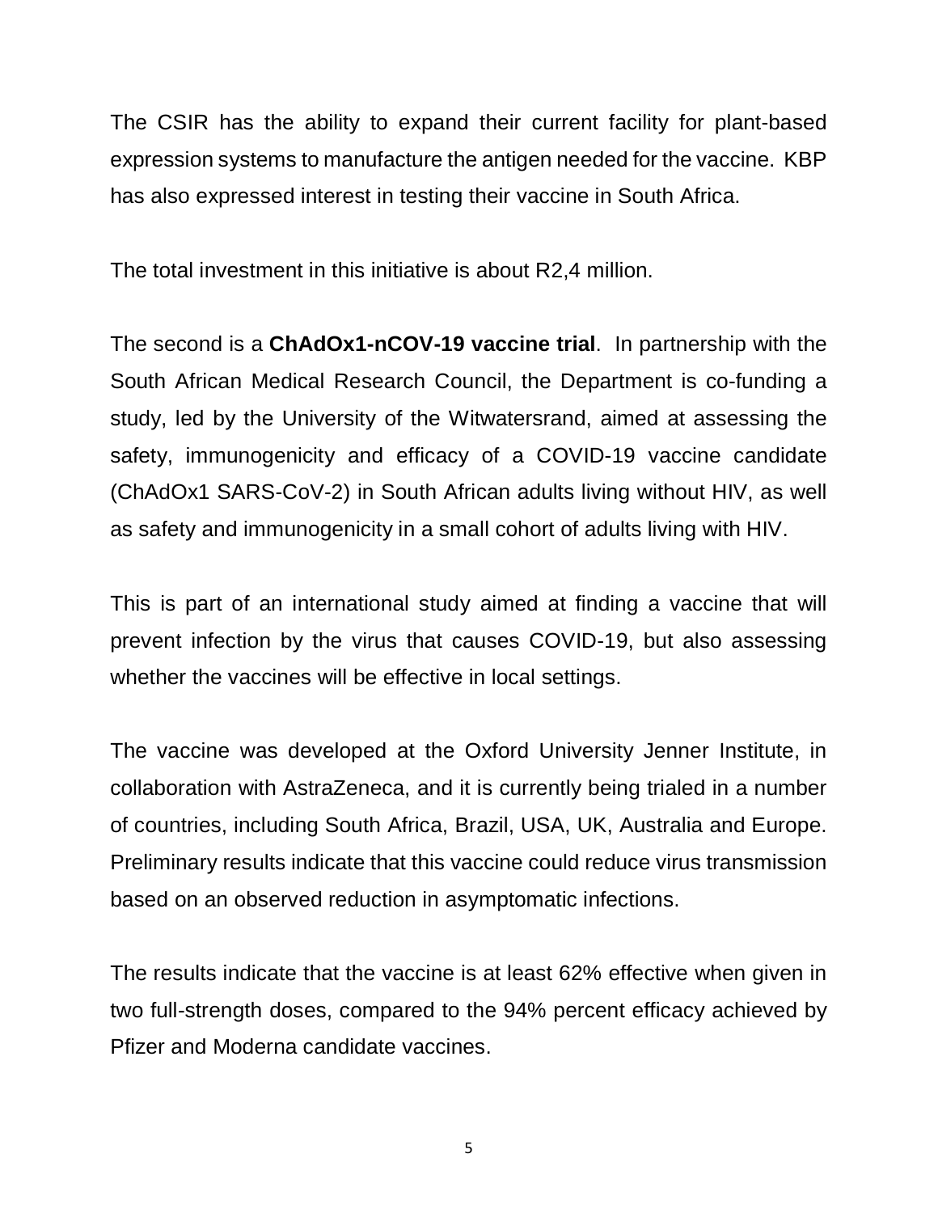The CSIR has the ability to expand their current facility for plant-based expression systems to manufacture the antigen needed for the vaccine. KBP has also expressed interest in testing their vaccine in South Africa.

The total investment in this initiative is about R2,4 million.

The second is a **ChAdOx1-nCOV-19 vaccine trial**. In partnership with the South African Medical Research Council, the Department is co-funding a study, led by the University of the Witwatersrand, aimed at assessing the safety, immunogenicity and efficacy of a COVID-19 vaccine candidate (ChAdOx1 SARS-CoV-2) in South African adults living without HIV, as well as safety and immunogenicity in a small cohort of adults living with HIV.

This is part of an international study aimed at finding a vaccine that will prevent infection by the virus that causes COVID-19, but also assessing whether the vaccines will be effective in local settings.

The vaccine was developed at the Oxford University Jenner Institute, in collaboration with AstraZeneca, and it is currently being trialed in a number of countries, including South Africa, Brazil, USA, UK, Australia and Europe. Preliminary results indicate that this vaccine could reduce virus transmission based on an observed reduction in asymptomatic infections.

The results indicate that the vaccine is at least 62% effective when given in two full-strength doses, compared to the 94% percent efficacy achieved by Pfizer and Moderna candidate vaccines.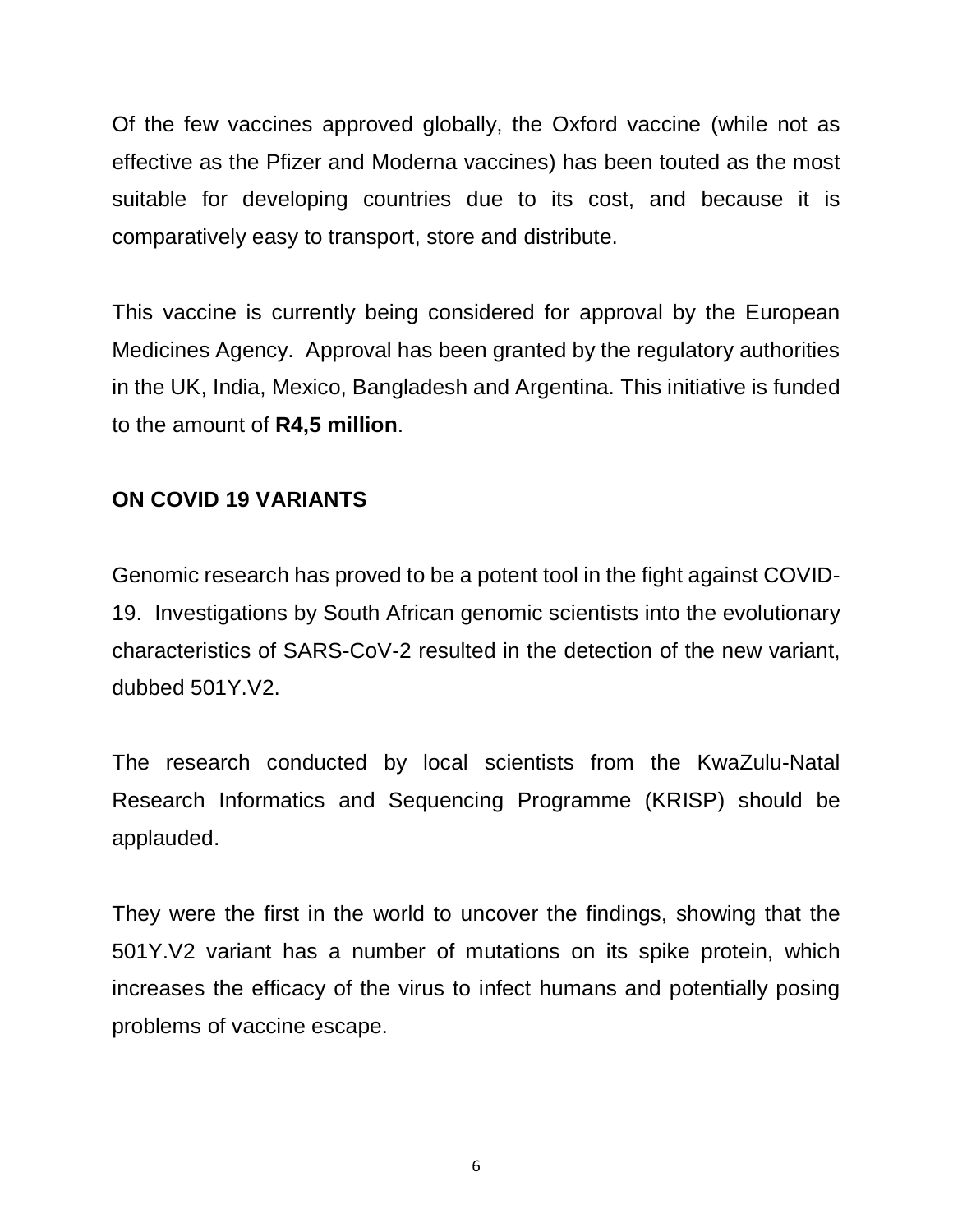Of the few vaccines approved globally, the Oxford vaccine (while not as effective as the Pfizer and Moderna vaccines) has been touted as the most suitable for developing countries due to its cost, and because it is comparatively easy to transport, store and distribute.

This vaccine is currently being considered for approval by the European Medicines Agency. Approval has been granted by the regulatory authorities in the UK, India, Mexico, Bangladesh and Argentina. This initiative is funded to the amount of **R4,5 million**.

**ON COVID 19 VARIANTS**

Genomic research has proved to be a potent tool in the fight against COVID-19. Investigations by South African genomic scientists into the evolutionary characteristics of SARS-CoV-2 resulted in the detection of the new variant, dubbed 501Y.V2.

The research conducted by local scientists from the KwaZulu-Natal Research Informatics and Sequencing Programme (KRISP) should be applauded.

They were the first in the world to uncover the findings, showing that the 501Y.V2 variant has a number of mutations on its spike protein, which increases the efficacy of the virus to infect humans and potentially posing problems of vaccine escape.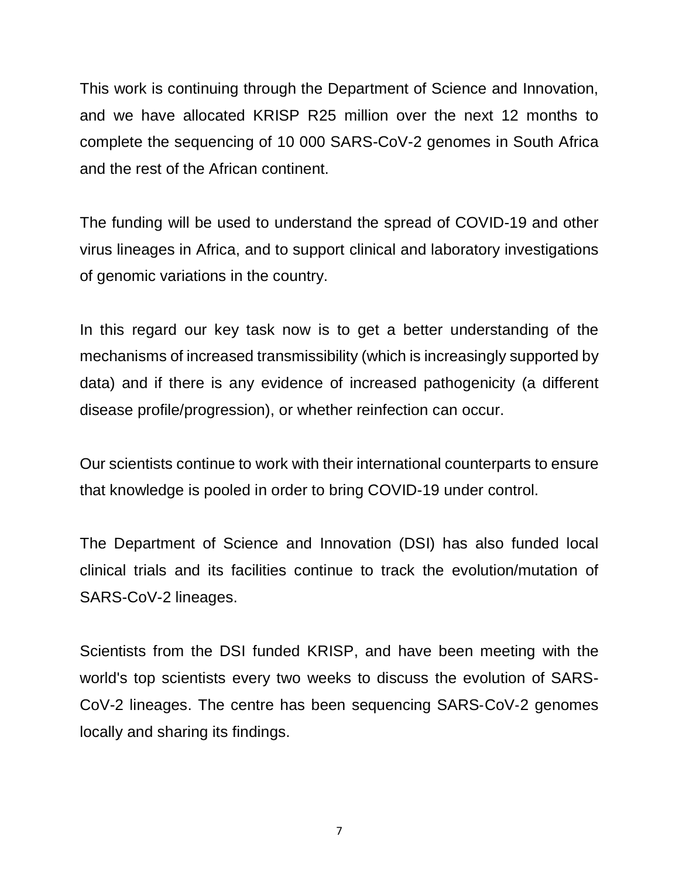This work is continuing through the Department of Science and Innovation, and we have allocated KRISP R25 million over the next 12 months to complete the sequencing of 10 000 SARS-CoV-2 genomes in South Africa and the rest of the African continent.

The funding will be used to understand the spread of COVID-19 and other virus lineages in Africa, and to support clinical and laboratory investigations of genomic variations in the country.

In this regard our key task now is to get a better understanding of the mechanisms of increased transmissibility (which is increasingly supported by data) and if there is any evidence of increased pathogenicity (a different disease profile/progression), or whether reinfection can occur.

Our scientists continue to work with their international counterparts to ensure that knowledge is pooled in order to bring COVID-19 under control.

The Department of Science and Innovation (DSI) has also funded local clinical trials and its facilities continue to track the evolution/mutation of SARS-CoV-2 lineages.

Scientists from the DSI funded KRISP, and have been meeting with the world's top scientists every two weeks to discuss the evolution of SARS-CoV-2 lineages. The centre has been sequencing SARS-CoV-2 genomes locally and sharing its findings.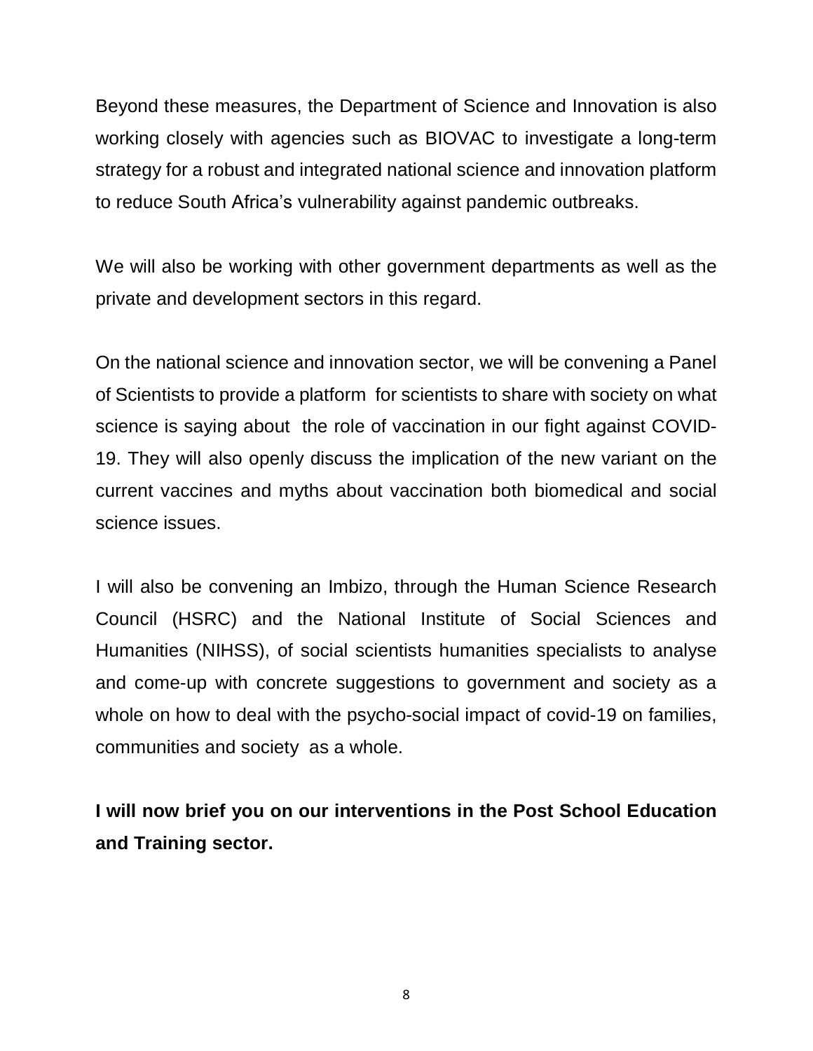Beyond these measures, the Department of Science and Innovation is also working closely with agencies such as BIOVAC to investigate a long-term strategy for a robust and integrated national science and innovation platform to reduce South Africa's vulnerability against pandemic outbreaks.

We will also be working with other government departments as well as the private and development sectors in this regard.

On the national science and innovation sector, we will be convening a Panel of Scientists to provide a platform for scientists to share with society on what science is saying about the role of vaccination in our fight against COVID-19. They will also openly discuss the implication of the new variant on the current vaccines and myths about vaccination both biomedical and social science issues.

I will also be convening an Imbizo, through the Human Science Research Council (HSRC) and the National Institute of Social Sciences and Humanities (NIHSS), of social scientists humanities specialists to analyse and come-up with concrete suggestions to government and society as a whole on how to deal with the psycho-social impact of covid-19 on families, communities and society as a whole.

**I will now brief you on our interventions in the Post School Education and Training sector.**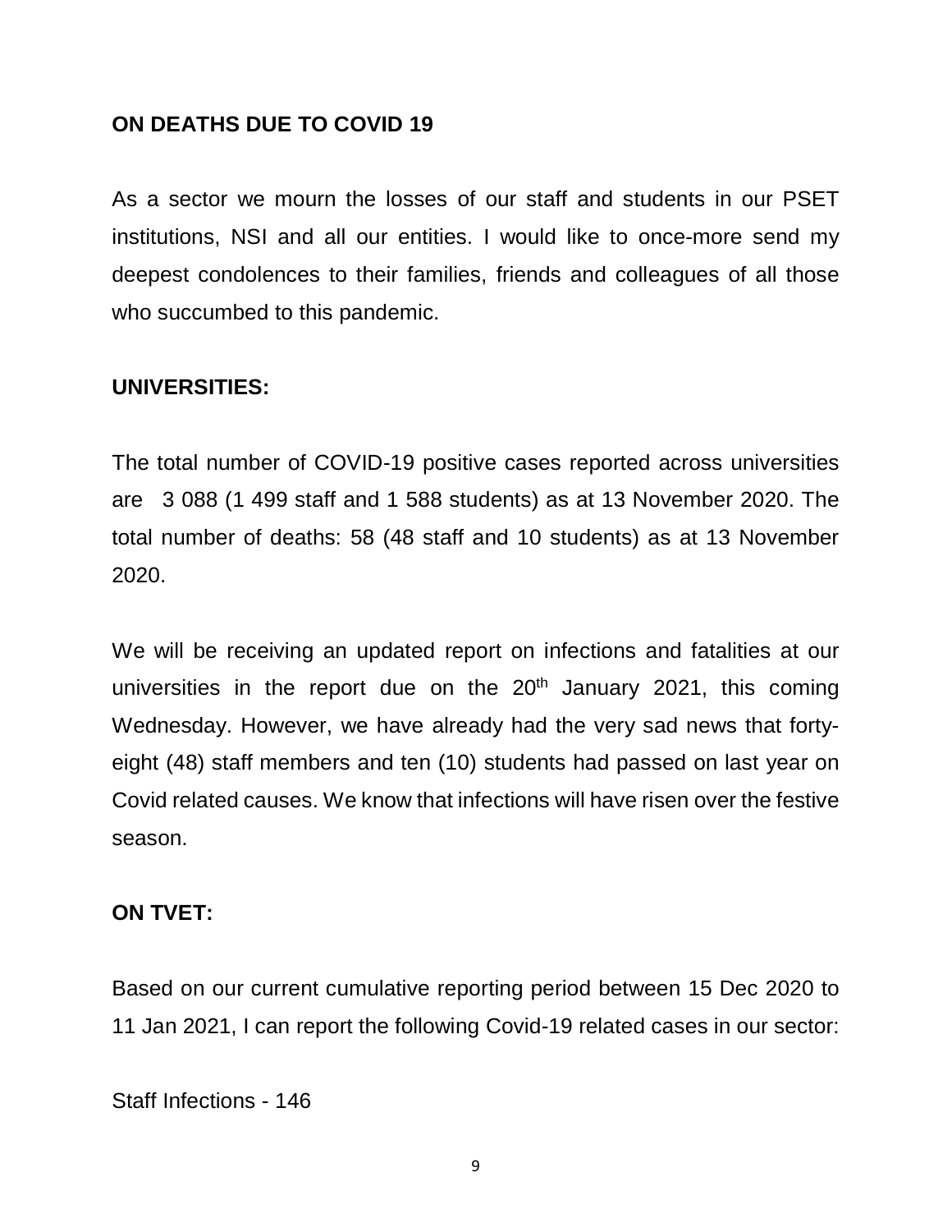**ON DEATHS DUE TO COVID 19**

As a sector we mourn the losses of our staff and students in our PSET institutions, NSI and all our entities. I would like to once-more send my deepest condolences to their families, friends and colleagues of all those who succumbed to this pandemic.

**UNIVERSITIES:**

The total number of COVID-19 positive cases reported across universities are 3 088 (1 499 staff and 1 588 students) as at 13 November 2020. The total number of deaths: 58 (48 staff and 10 students) as at 13 November 2020.

We will be receiving an updated report on infections and fatalities at our universities in the report due on the 20th January 2021, this coming Wednesday. However, we have already had the very sad news that forty-eight (48) staff members and ten (10) students had passed on last year on Covid related causes. We know that infections will have risen over the festive season.

**ON TVET:**

Based on our current cumulative reporting period between 15 Dec 2020 to 11 Jan 2021, I can report the following Covid-19 related cases in our sector:

Staff Infections - 146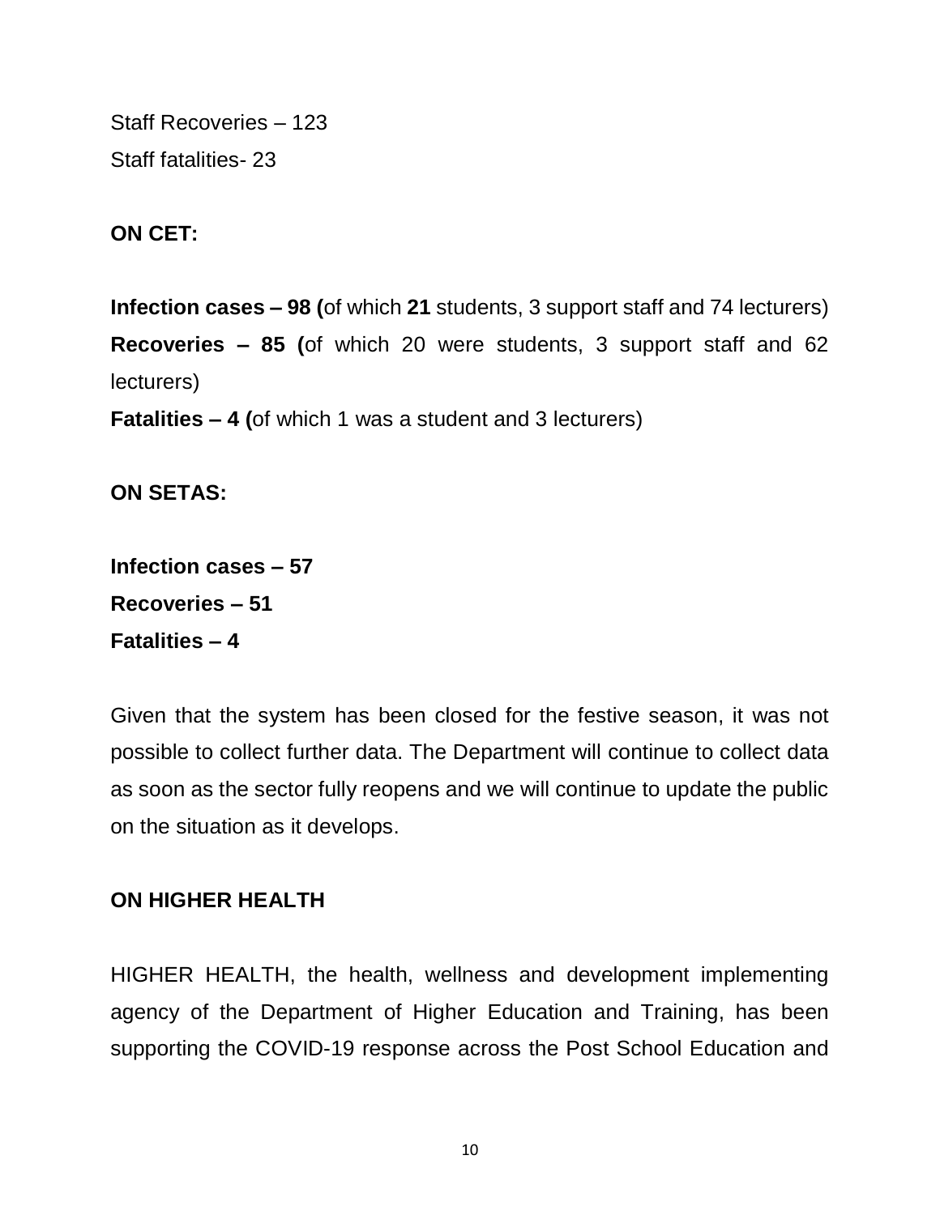Staff Recoveries – 123

Staff fatalities- 23

**ON CET:**

**Infection cases – 98 (**of which **21** students, 3 support staff and 74 lecturers)

**Recoveries – 85 (**of which 20 were students, 3 support staff and 62 lecturers)

**Fatalities – 4 (**of which 1 was a student and 3 lecturers)

**ON SETAS:**

**Infection cases – 57**

**Recoveries – 51**

**Fatalities – 4**

Given that the system has been closed for the festive season, it was not possible to collect further data. The Department will continue to collect data as soon as the sector fully reopens and we will continue to update the public on the situation as it develops.

**ON HIGHER HEALTH**

HIGHER HEALTH, the health, wellness and development implementing agency of the Department of Higher Education and Training, has been supporting the COVID-19 response across the Post School Education and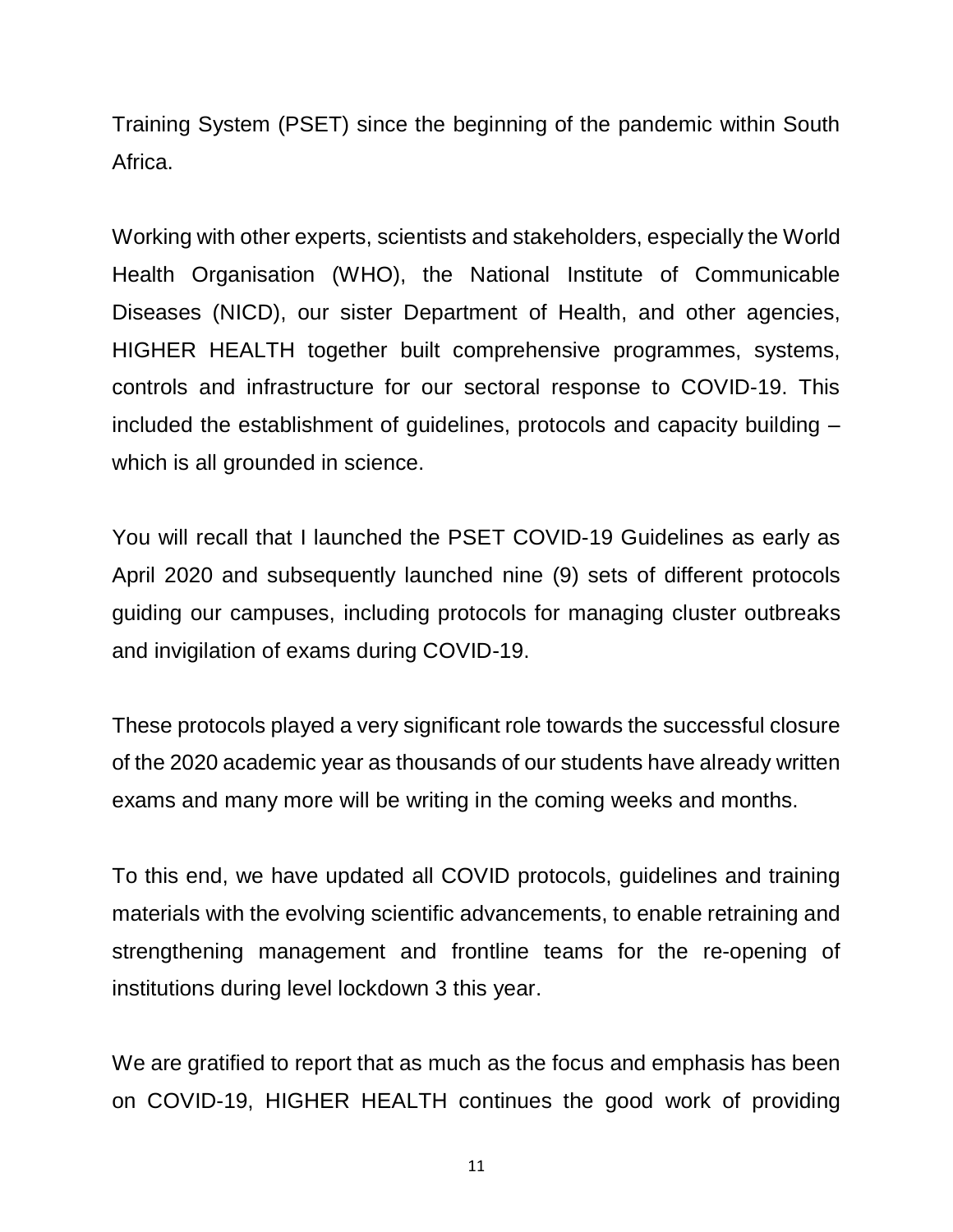Training System (PSET) since the beginning of the pandemic within South Africa.

Working with other experts, scientists and stakeholders, especially the World Health Organisation (WHO), the National Institute of Communicable Diseases (NICD), our sister Department of Health, and other agencies, HIGHER HEALTH together built comprehensive programmes, systems, controls and infrastructure for our sectoral response to COVID-19. This included the establishment of guidelines, protocols and capacity building – which is all grounded in science.

You will recall that I launched the PSET COVID-19 Guidelines as early as April 2020 and subsequently launched nine (9) sets of different protocols guiding our campuses, including protocols for managing cluster outbreaks and invigilation of exams during COVID-19.

These protocols played a very significant role towards the successful closure of the 2020 academic year as thousands of our students have already written exams and many more will be writing in the coming weeks and months.

To this end, we have updated all COVID protocols, guidelines and training materials with the evolving scientific advancements, to enable retraining and strengthening management and frontline teams for the re-opening of institutions during level lockdown 3 this year.

We are gratified to report that as much as the focus and emphasis has been on COVID-19, HIGHER HEALTH continues the good work of providing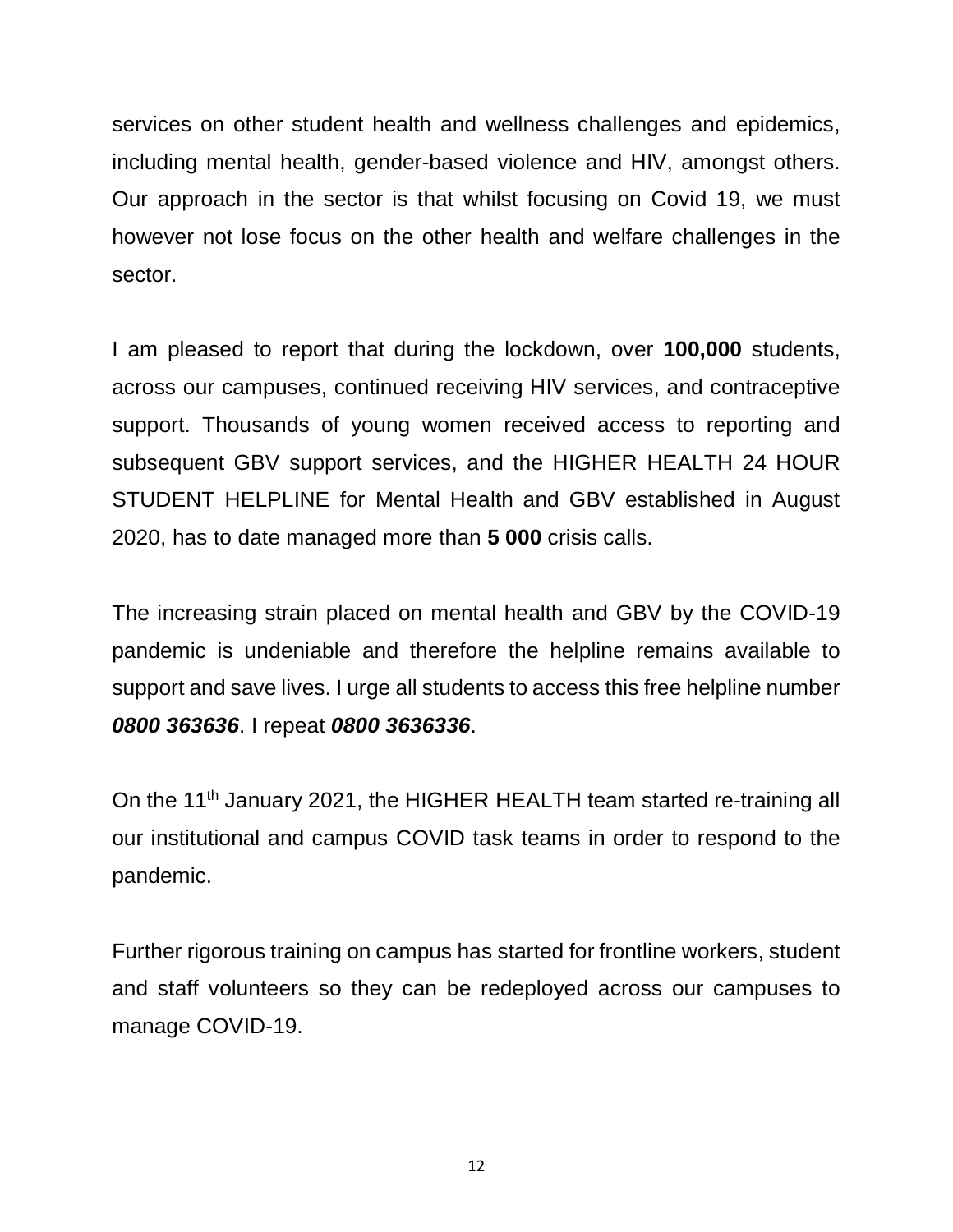services on other student health and wellness challenges and epidemics, including mental health, gender-based violence and HIV, amongst others. Our approach in the sector is that whilst focusing on Covid 19, we must however not lose focus on the other health and welfare challenges in the sector.

I am pleased to report that during the lockdown, over **100,000** students, across our campuses, continued receiving HIV services, and contraceptive support. Thousands of young women received access to reporting and subsequent GBV support services, and the HIGHER HEALTH 24 HOUR STUDENT HELPLINE for Mental Health and GBV established in August 2020, has to date managed more than **5 000** crisis calls.

The increasing strain placed on mental health and GBV by the COVID-19 pandemic is undeniable and therefore the helpline remains available to support and save lives. I urge all students to access this free helpline number ***0800 363636***. I repeat ***0800 3636336***.

On the 11th January 2021, the HIGHER HEALTH team started re-training all our institutional and campus COVID task teams in order to respond to the pandemic.

Further rigorous training on campus has started for frontline workers, student and staff volunteers so they can be redeployed across our campuses to manage COVID-19.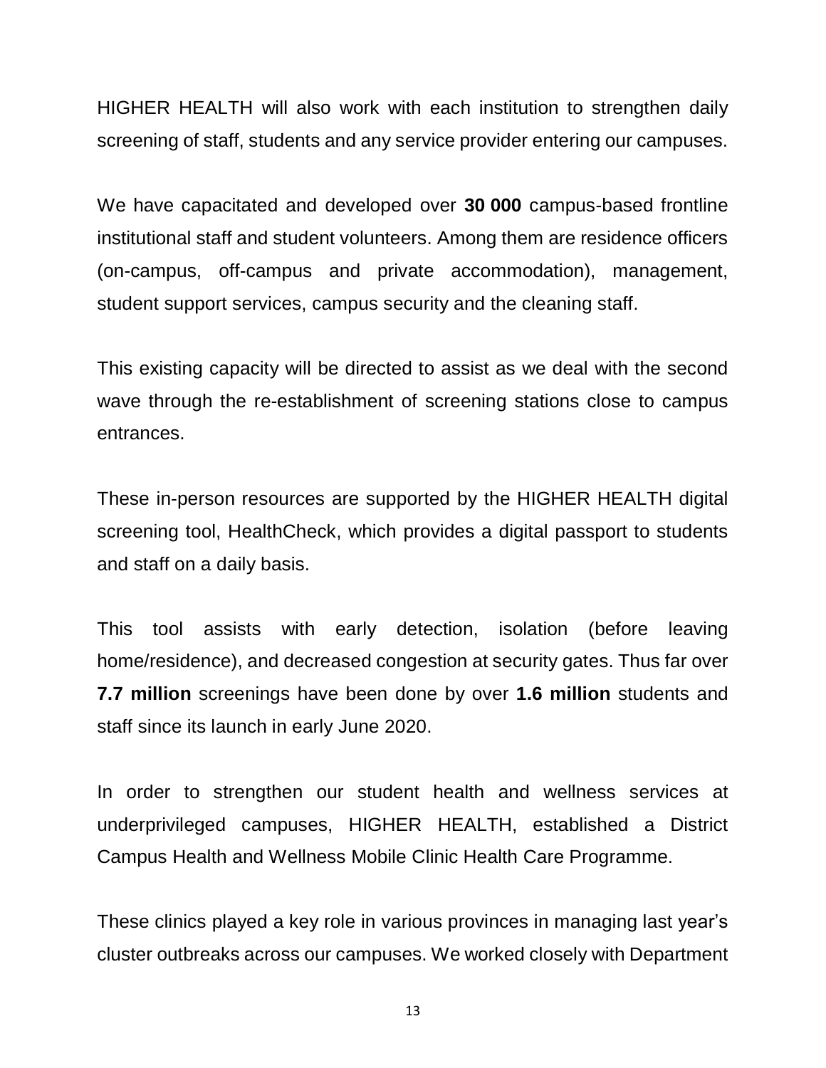HIGHER HEALTH will also work with each institution to strengthen daily screening of staff, students and any service provider entering our campuses.

We have capacitated and developed over **30 000** campus-based frontline institutional staff and student volunteers. Among them are residence officers (on-campus, off-campus and private accommodation), management, student support services, campus security and the cleaning staff.

This existing capacity will be directed to assist as we deal with the second wave through the re-establishment of screening stations close to campus entrances.

These in-person resources are supported by the HIGHER HEALTH digital screening tool, HealthCheck, which provides a digital passport to students and staff on a daily basis.

This tool assists with early detection, isolation (before leaving home/residence), and decreased congestion at security gates. Thus far over **7.7 million** screenings have been done by over **1.6 million** students and staff since its launch in early June 2020.

In order to strengthen our student health and wellness services at underprivileged campuses, HIGHER HEALTH, established a District Campus Health and Wellness Mobile Clinic Health Care Programme.

These clinics played a key role in various provinces in managing last year's cluster outbreaks across our campuses. We worked closely with Department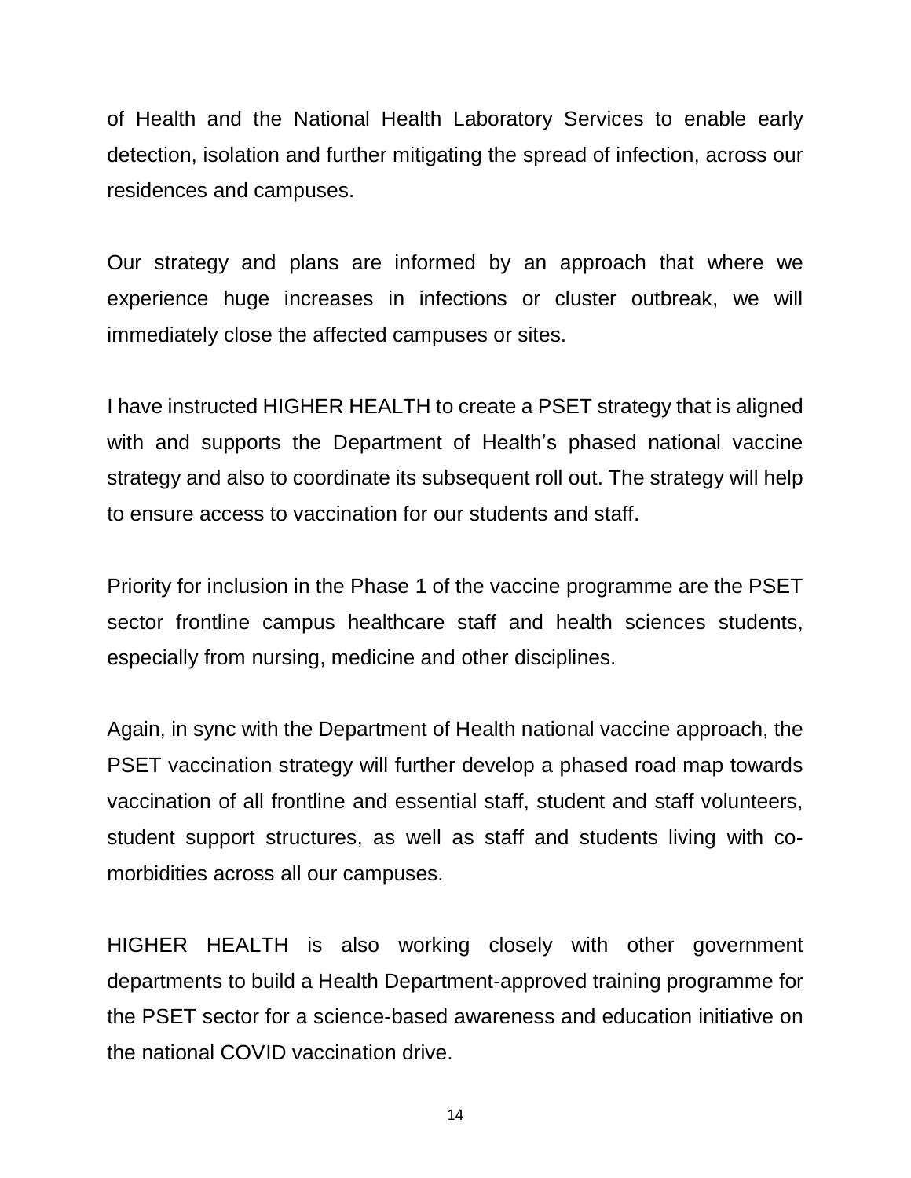of Health and the National Health Laboratory Services to enable early detection, isolation and further mitigating the spread of infection, across our residences and campuses.

Our strategy and plans are informed by an approach that where we experience huge increases in infections or cluster outbreak, we will immediately close the affected campuses or sites.

I have instructed HIGHER HEALTH to create a PSET strategy that is aligned with and supports the Department of Health's phased national vaccine strategy and also to coordinate its subsequent roll out. The strategy will help to ensure access to vaccination for our students and staff.

Priority for inclusion in the Phase 1 of the vaccine programme are the PSET sector frontline campus healthcare staff and health sciences students, especially from nursing, medicine and other disciplines.

Again, in sync with the Department of Health national vaccine approach, the PSET vaccination strategy will further develop a phased road map towards vaccination of all frontline and essential staff, student and staff volunteers, student support structures, as well as staff and students living with co-morbidities across all our campuses.

HIGHER HEALTH is also working closely with other government departments to build a Health Department-approved training programme for the PSET sector for a science-based awareness and education initiative on the national COVID vaccination drive.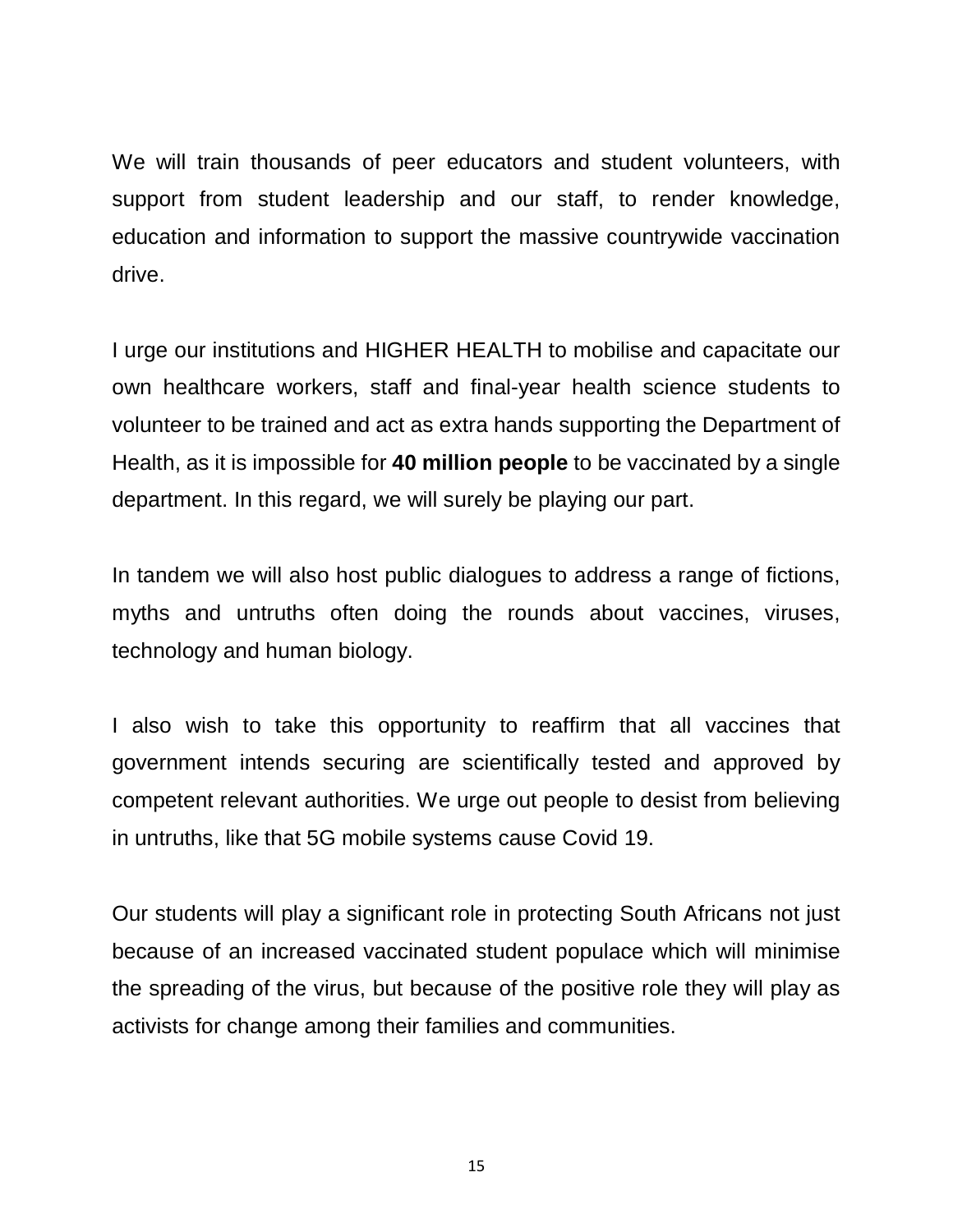We will train thousands of peer educators and student volunteers, with support from student leadership and our staff, to render knowledge, education and information to support the massive countrywide vaccination drive.

I urge our institutions and HIGHER HEALTH to mobilise and capacitate our own healthcare workers, staff and final-year health science students to volunteer to be trained and act as extra hands supporting the Department of Health, as it is impossible for **40 million people** to be vaccinated by a single department. In this regard, we will surely be playing our part.

In tandem we will also host public dialogues to address a range of fictions, myths and untruths often doing the rounds about vaccines, viruses, technology and human biology.

I also wish to take this opportunity to reaffirm that all vaccines that government intends securing are scientifically tested and approved by competent relevant authorities. We urge out people to desist from believing in untruths, like that 5G mobile systems cause Covid 19.

Our students will play a significant role in protecting South Africans not just because of an increased vaccinated student populace which will minimise the spreading of the virus, but because of the positive role they will play as activists for change among their families and communities.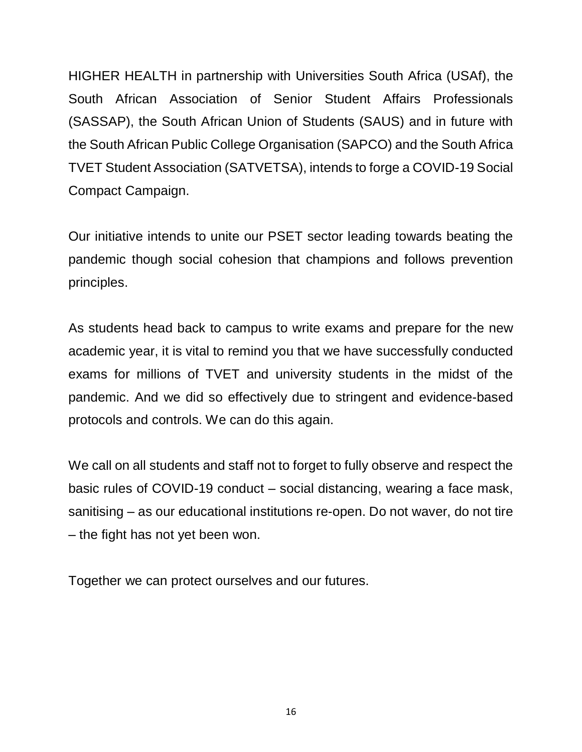HIGHER HEALTH in partnership with Universities South Africa (USAf), the South African Association of Senior Student Affairs Professionals (SASSAP), the South African Union of Students (SAUS) and in future with the South African Public College Organisation (SAPCO) and the South Africa TVET Student Association (SATVETSA), intends to forge a COVID-19 Social Compact Campaign.

Our initiative intends to unite our PSET sector leading towards beating the pandemic though social cohesion that champions and follows prevention principles.

As students head back to campus to write exams and prepare for the new academic year, it is vital to remind you that we have successfully conducted exams for millions of TVET and university students in the midst of the pandemic. And we did so effectively due to stringent and evidence-based protocols and controls. We can do this again.

We call on all students and staff not to forget to fully observe and respect the basic rules of COVID-19 conduct – social distancing, wearing a face mask, sanitising – as our educational institutions re-open. Do not waver, do not tire – the fight has not yet been won.

Together we can protect ourselves and our futures.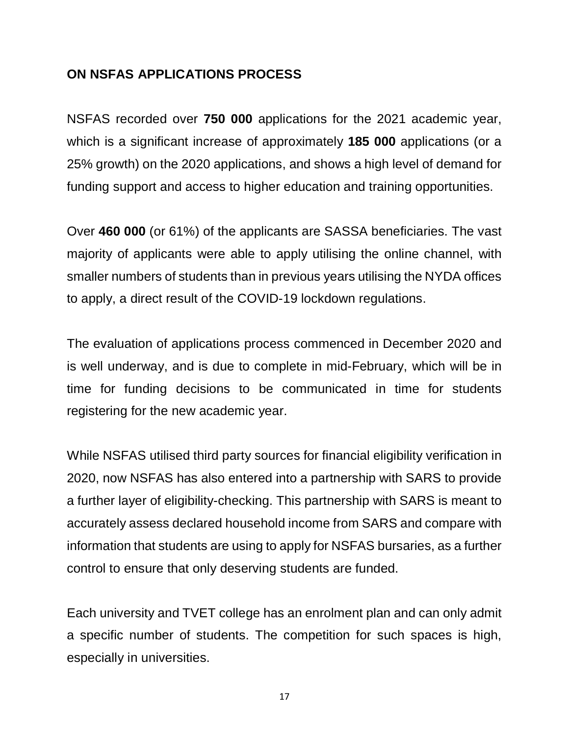**ON NSFAS APPLICATIONS PROCESS**

NSFAS recorded over **750 000** applications for the 2021 academic year, which is a significant increase of approximately **185 000** applications (or a 25% growth) on the 2020 applications, and shows a high level of demand for funding support and access to higher education and training opportunities.

Over **460 000** (or 61%) of the applicants are SASSA beneficiaries. The vast majority of applicants were able to apply utilising the online channel, with smaller numbers of students than in previous years utilising the NYDA offices to apply, a direct result of the COVID-19 lockdown regulations.

The evaluation of applications process commenced in December 2020 and is well underway, and is due to complete in mid-February, which will be in time for funding decisions to be communicated in time for students registering for the new academic year.

While NSFAS utilised third party sources for financial eligibility verification in 2020, now NSFAS has also entered into a partnership with SARS to provide a further layer of eligibility-checking. This partnership with SARS is meant to accurately assess declared household income from SARS and compare with information that students are using to apply for NSFAS bursaries, as a further control to ensure that only deserving students are funded.

Each university and TVET college has an enrolment plan and can only admit a specific number of students. The competition for such spaces is high, especially in universities.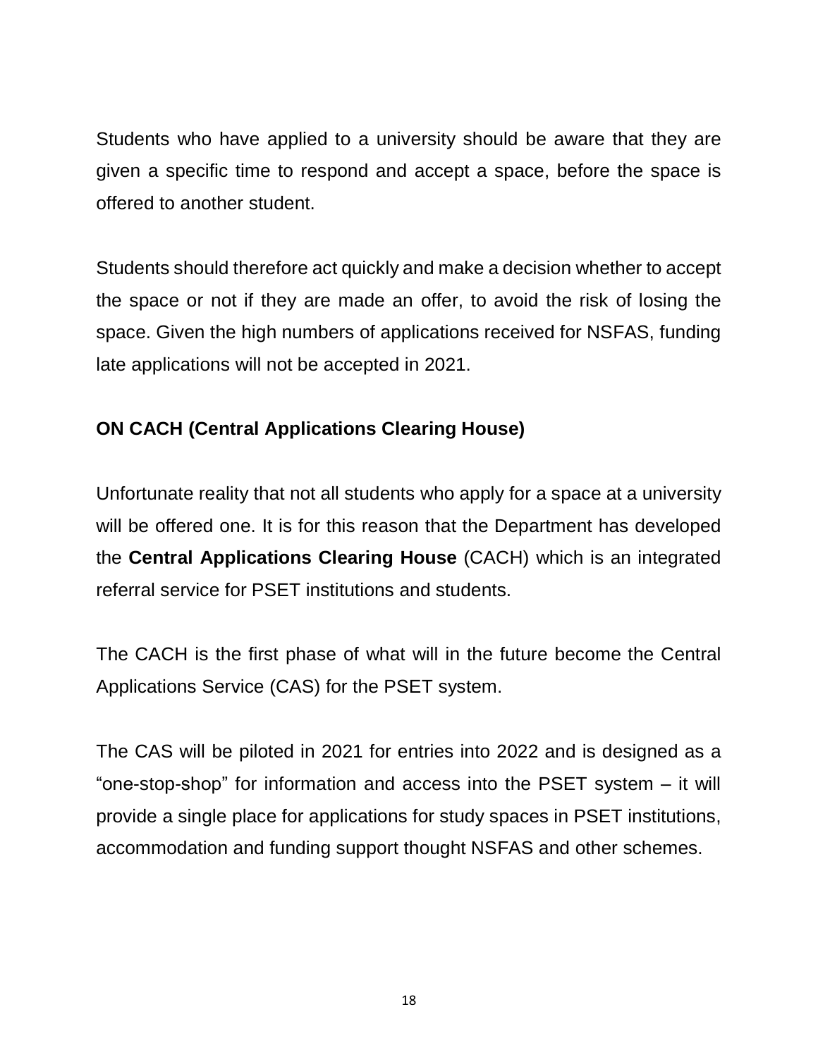Students who have applied to a university should be aware that they are given a specific time to respond and accept a space, before the space is offered to another student.

Students should therefore act quickly and make a decision whether to accept the space or not if they are made an offer, to avoid the risk of losing the space. Given the high numbers of applications received for NSFAS, funding late applications will not be accepted in 2021.

**ON CACH (Central Applications Clearing House)**

Unfortunate reality that not all students who apply for a space at a university will be offered one. It is for this reason that the Department has developed the **Central Applications Clearing House** (CACH) which is an integrated referral service for PSET institutions and students.

The CACH is the first phase of what will in the future become the Central Applications Service (CAS) for the PSET system.

The CAS will be piloted in 2021 for entries into 2022 and is designed as a "one-stop-shop" for information and access into the PSET system – it will provide a single place for applications for study spaces in PSET institutions, accommodation and funding support thought NSFAS and other schemes.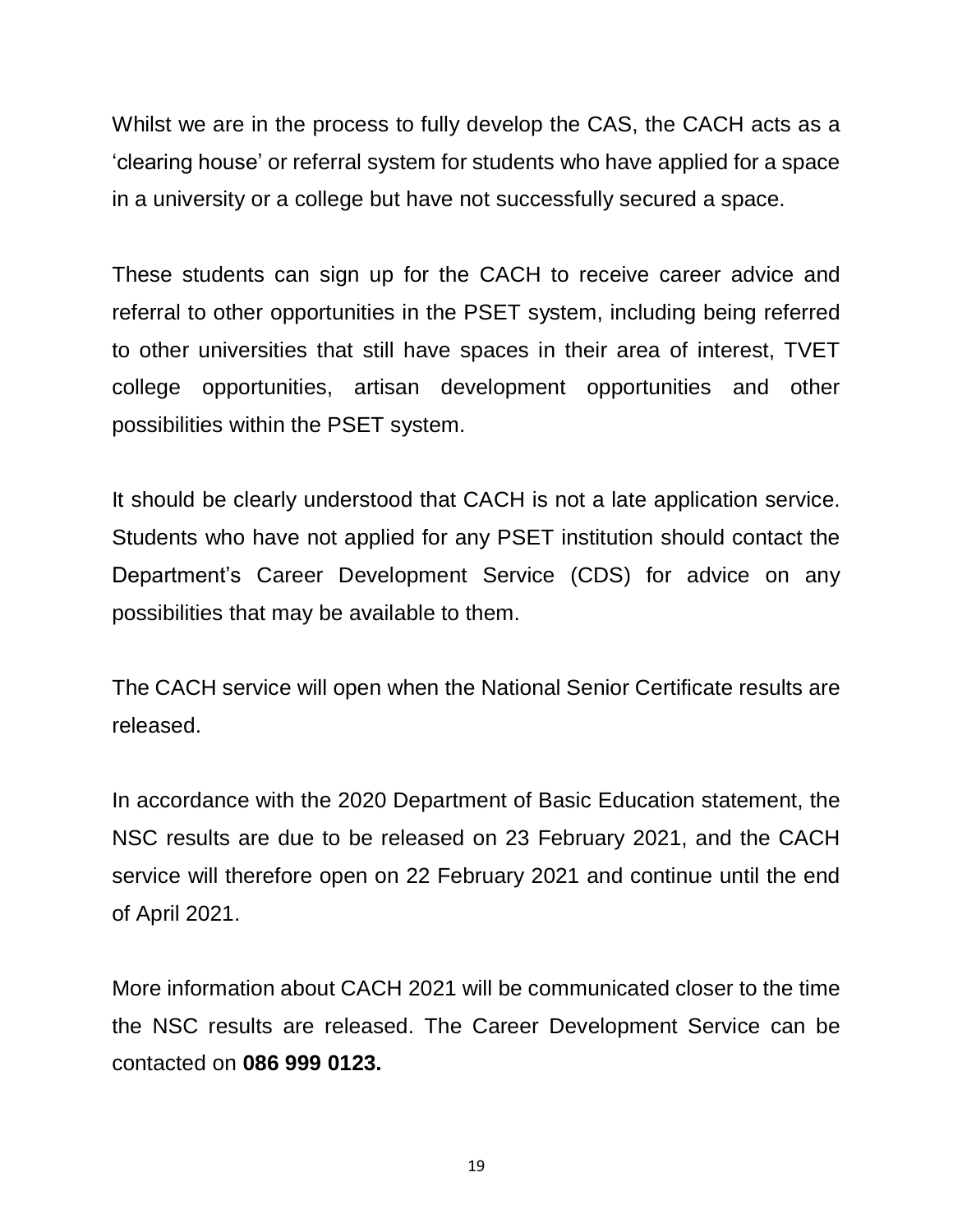Whilst we are in the process to fully develop the CAS, the CACH acts as a 'clearing house' or referral system for students who have applied for a space in a university or a college but have not successfully secured a space.

These students can sign up for the CACH to receive career advice and referral to other opportunities in the PSET system, including being referred to other universities that still have spaces in their area of interest, TVET college opportunities, artisan development opportunities and other possibilities within the PSET system.

It should be clearly understood that CACH is not a late application service. Students who have not applied for any PSET institution should contact the Department's Career Development Service (CDS) for advice on any possibilities that may be available to them.

The CACH service will open when the National Senior Certificate results are released.

In accordance with the 2020 Department of Basic Education statement, the NSC results are due to be released on 23 February 2021, and the CACH service will therefore open on 22 February 2021 and continue until the end of April 2021.

More information about CACH 2021 will be communicated closer to the time the NSC results are released. The Career Development Service can be contacted on **086 999 0123.**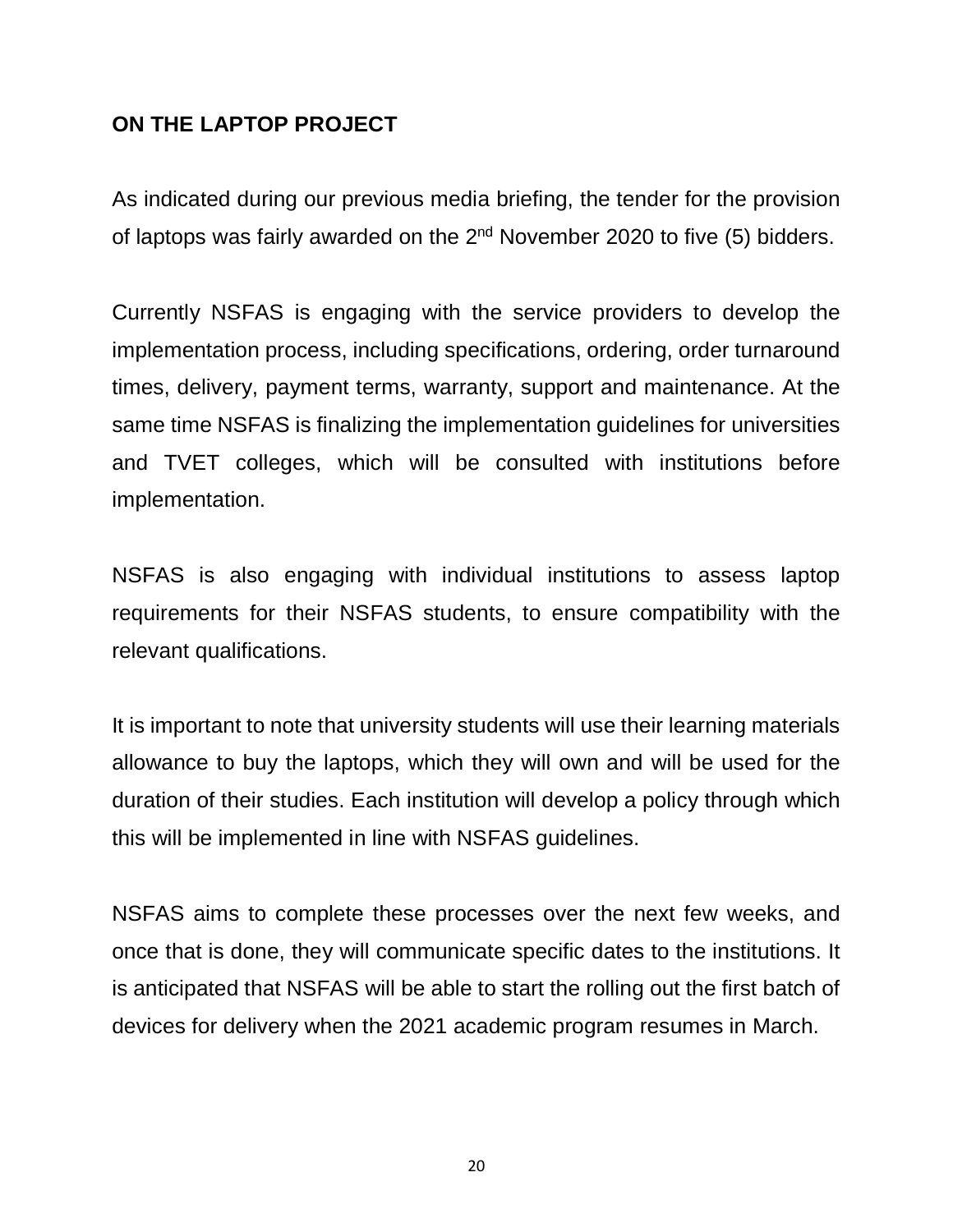## ON THE LAPTOP PROJECT

As indicated during our previous media briefing, the tender for the provision of laptops was fairly awarded on the 2nd November 2020 to five (5) bidders.

Currently NSFAS is engaging with the service providers to develop the implementation process, including specifications, ordering, order turnaround times, delivery, payment terms, warranty, support and maintenance. At the same time NSFAS is finalizing the implementation guidelines for universities and TVET colleges, which will be consulted with institutions before implementation.

NSFAS is also engaging with individual institutions to assess laptop requirements for their NSFAS students, to ensure compatibility with the relevant qualifications.

It is important to note that university students will use their learning materials allowance to buy the laptops, which they will own and will be used for the duration of their studies. Each institution will develop a policy through which this will be implemented in line with NSFAS guidelines.

NSFAS aims to complete these processes over the next few weeks, and once that is done, they will communicate specific dates to the institutions. It is anticipated that NSFAS will be able to start the rolling out the first batch of devices for delivery when the 2021 academic program resumes in March.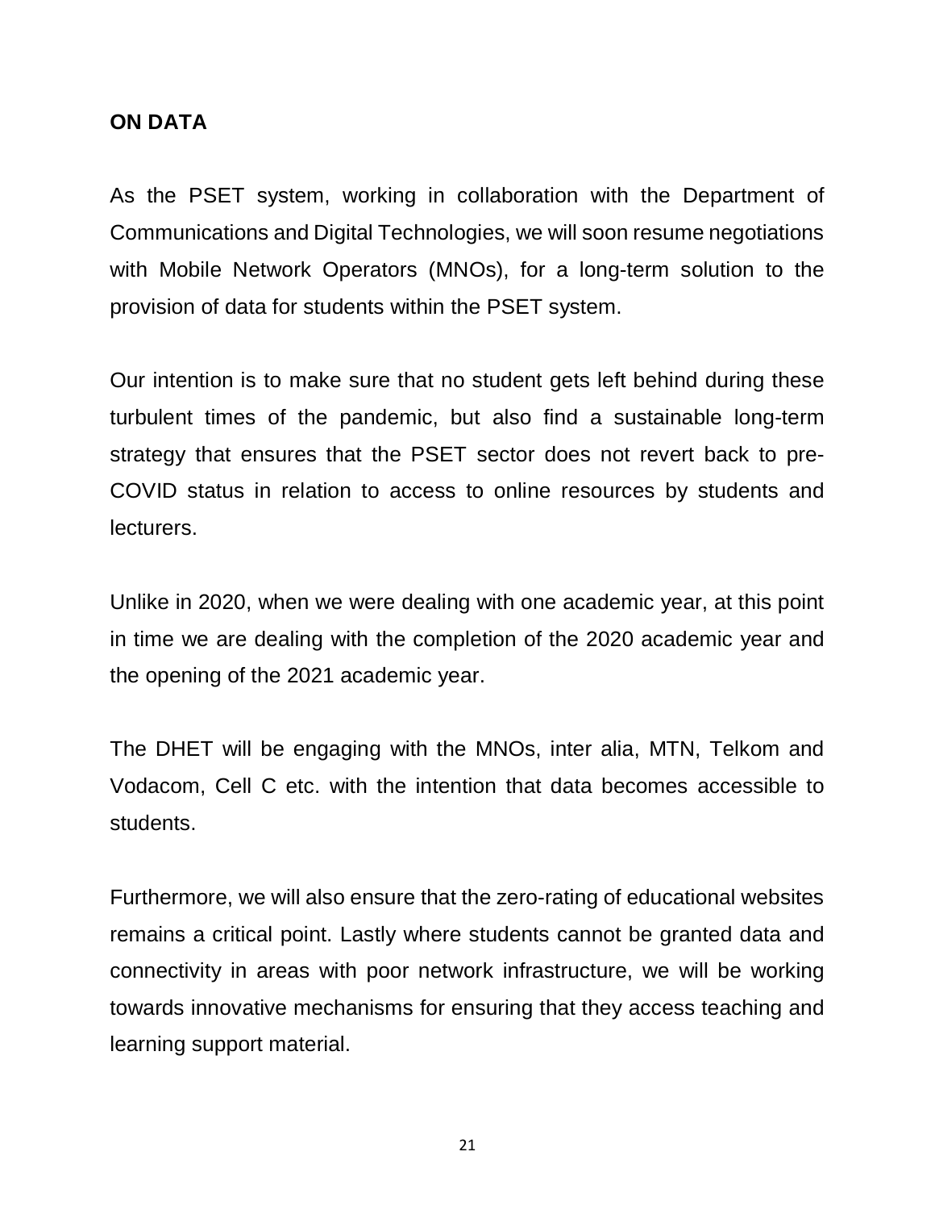**ON DATA**

As the PSET system, working in collaboration with the Department of Communications and Digital Technologies, we will soon resume negotiations with Mobile Network Operators (MNOs), for a long-term solution to the provision of data for students within the PSET system.

Our intention is to make sure that no student gets left behind during these turbulent times of the pandemic, but also find a sustainable long-term strategy that ensures that the PSET sector does not revert back to pre-COVID status in relation to access to online resources by students and lecturers.

Unlike in 2020, when we were dealing with one academic year, at this point in time we are dealing with the completion of the 2020 academic year and the opening of the 2021 academic year.

The DHET will be engaging with the MNOs, inter alia, MTN, Telkom and Vodacom, Cell C etc. with the intention that data becomes accessible to students.

Furthermore, we will also ensure that the zero-rating of educational websites remains a critical point. Lastly where students cannot be granted data and connectivity in areas with poor network infrastructure, we will be working towards innovative mechanisms for ensuring that they access teaching and learning support material.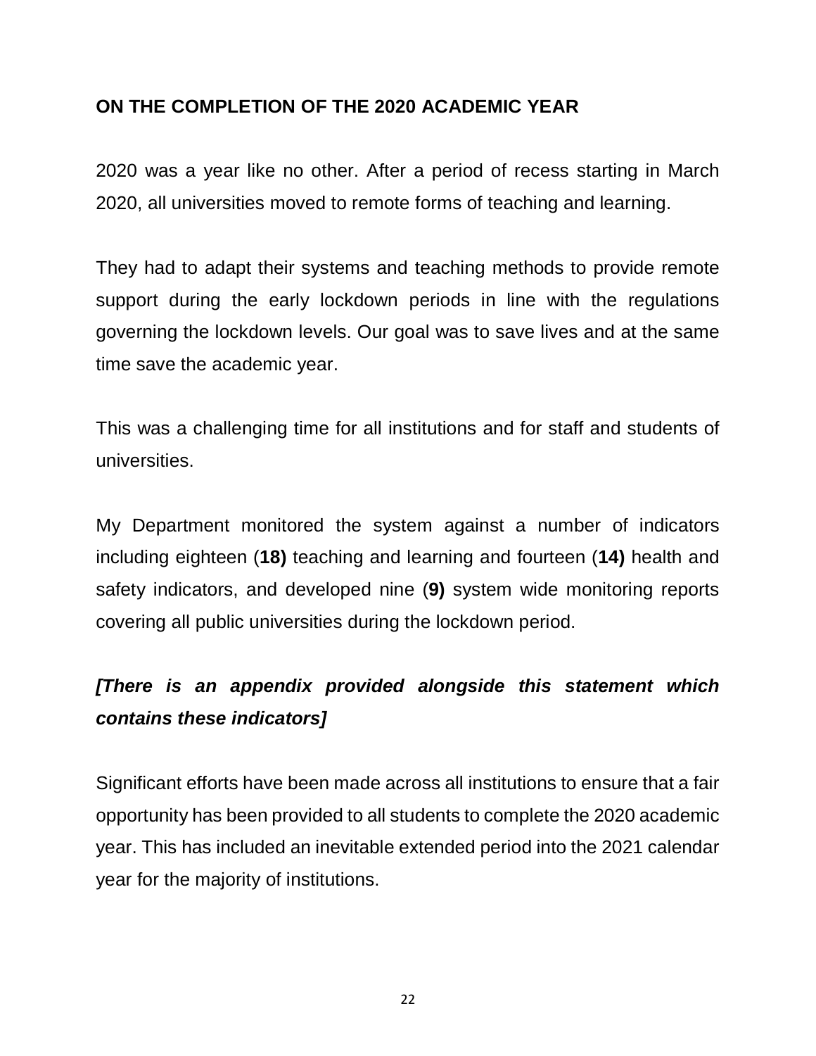## ON THE COMPLETION OF THE 2020 ACADEMIC YEAR

2020 was a year like no other. After a period of recess starting in March 2020, all universities moved to remote forms of teaching and learning.

They had to adapt their systems and teaching methods to provide remote support during the early lockdown periods in line with the regulations governing the lockdown levels. Our goal was to save lives and at the same time save the academic year.

This was a challenging time for all institutions and for staff and students of universities.

My Department monitored the system against a number of indicators including eighteen (**18)** teaching and learning and fourteen (**14)** health and safety indicators, and developed nine (**9)** system wide monitoring reports covering all public universities during the lockdown period.

***[There is an appendix provided alongside this statement which contains these indicators]***

Significant efforts have been made across all institutions to ensure that a fair opportunity has been provided to all students to complete the 2020 academic year. This has included an inevitable extended period into the 2021 calendar year for the majority of institutions.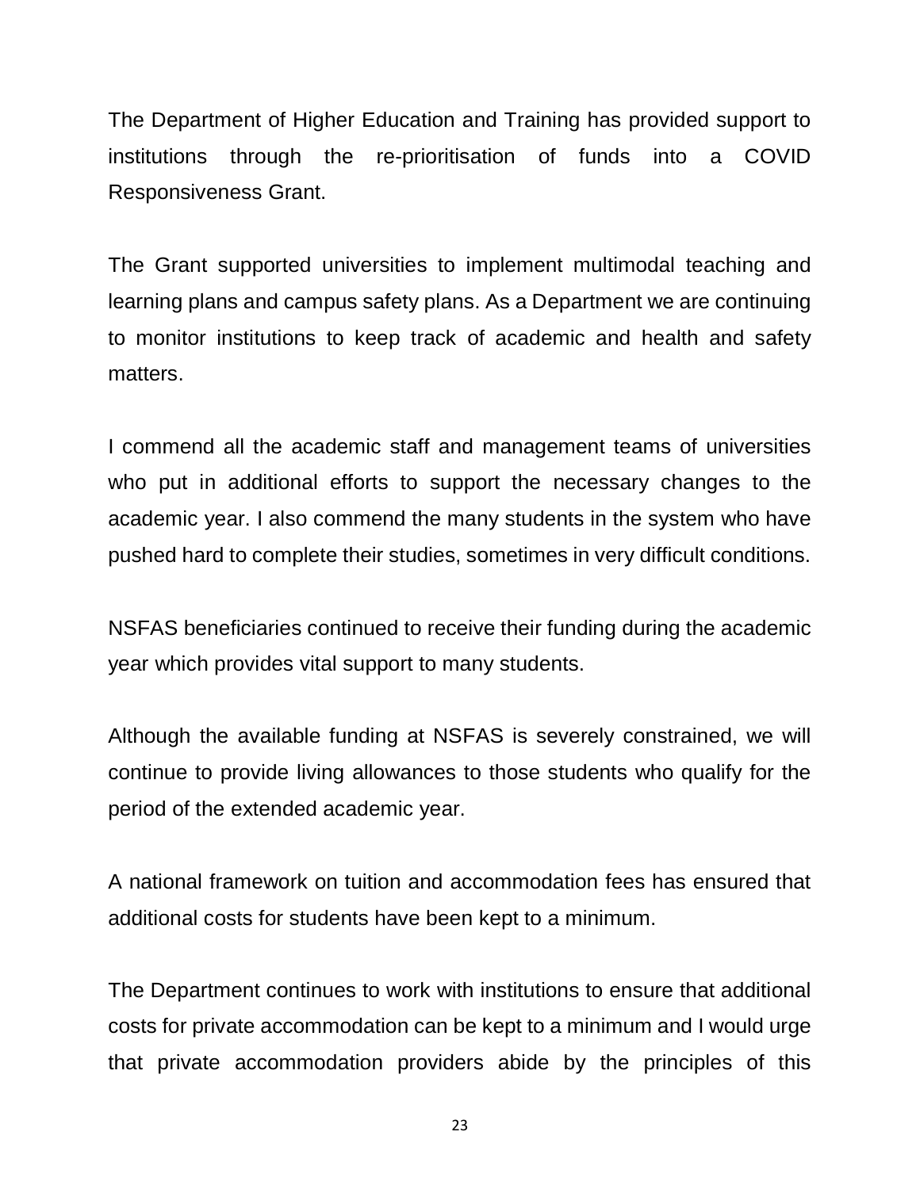The Department of Higher Education and Training has provided support to institutions through the re-prioritisation of funds into a COVID Responsiveness Grant.

The Grant supported universities to implement multimodal teaching and learning plans and campus safety plans. As a Department we are continuing to monitor institutions to keep track of academic and health and safety matters.

I commend all the academic staff and management teams of universities who put in additional efforts to support the necessary changes to the academic year. I also commend the many students in the system who have pushed hard to complete their studies, sometimes in very difficult conditions.

NSFAS beneficiaries continued to receive their funding during the academic year which provides vital support to many students.

Although the available funding at NSFAS is severely constrained, we will continue to provide living allowances to those students who qualify for the period of the extended academic year.

A national framework on tuition and accommodation fees has ensured that additional costs for students have been kept to a minimum.

The Department continues to work with institutions to ensure that additional costs for private accommodation can be kept to a minimum and I would urge that private accommodation providers abide by the principles of this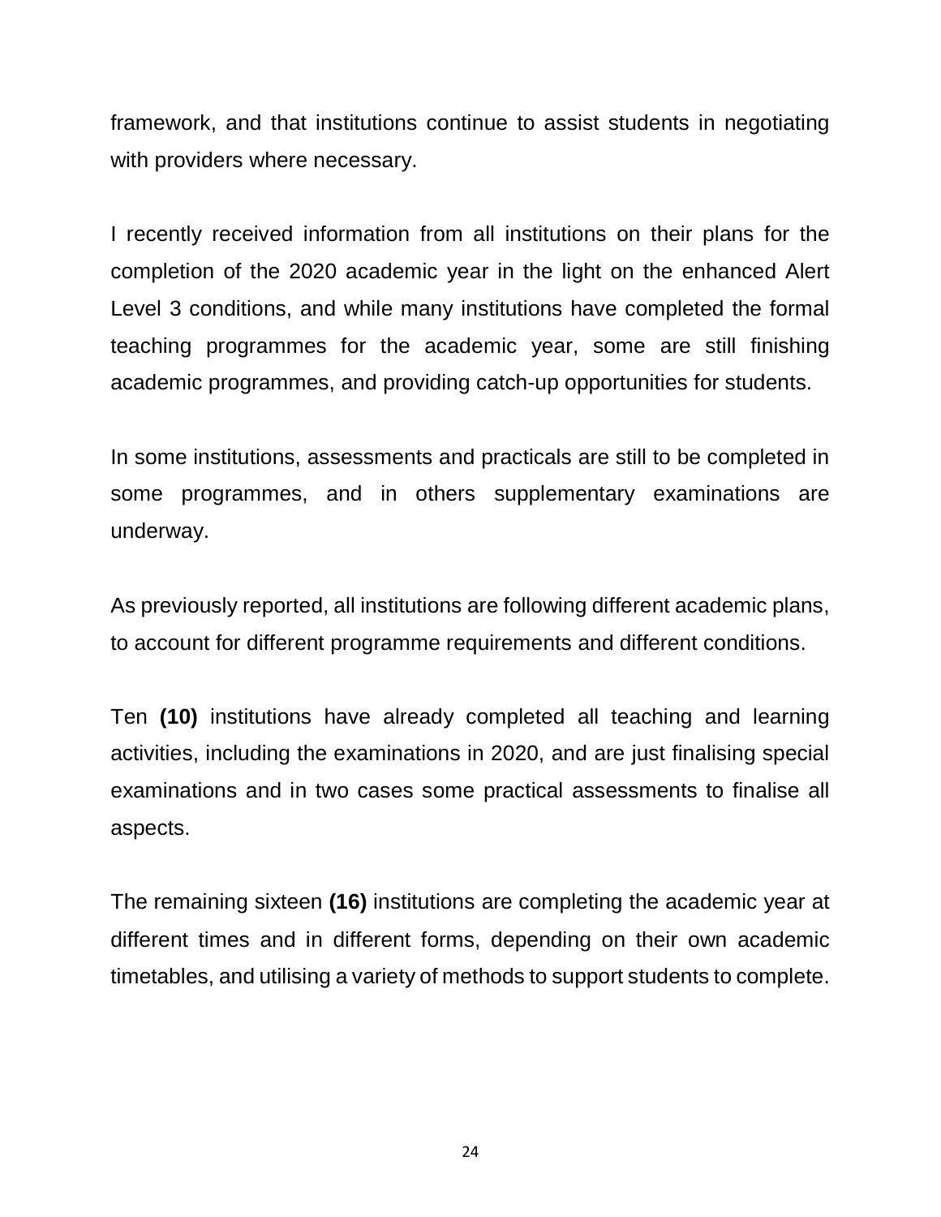framework, and that institutions continue to assist students in negotiating with providers where necessary.

I recently received information from all institutions on their plans for the completion of the 2020 academic year in the light on the enhanced Alert Level 3 conditions, and while many institutions have completed the formal teaching programmes for the academic year, some are still finishing academic programmes, and providing catch-up opportunities for students.

In some institutions, assessments and practicals are still to be completed in some programmes, and in others supplementary examinations are underway.

As previously reported, all institutions are following different academic plans, to account for different programme requirements and different conditions.

Ten **(10)** institutions have already completed all teaching and learning activities, including the examinations in 2020, and are just finalising special examinations and in two cases some practical assessments to finalise all aspects.

The remaining sixteen **(16)** institutions are completing the academic year at different times and in different forms, depending on their own academic timetables, and utilising a variety of methods to support students to complete.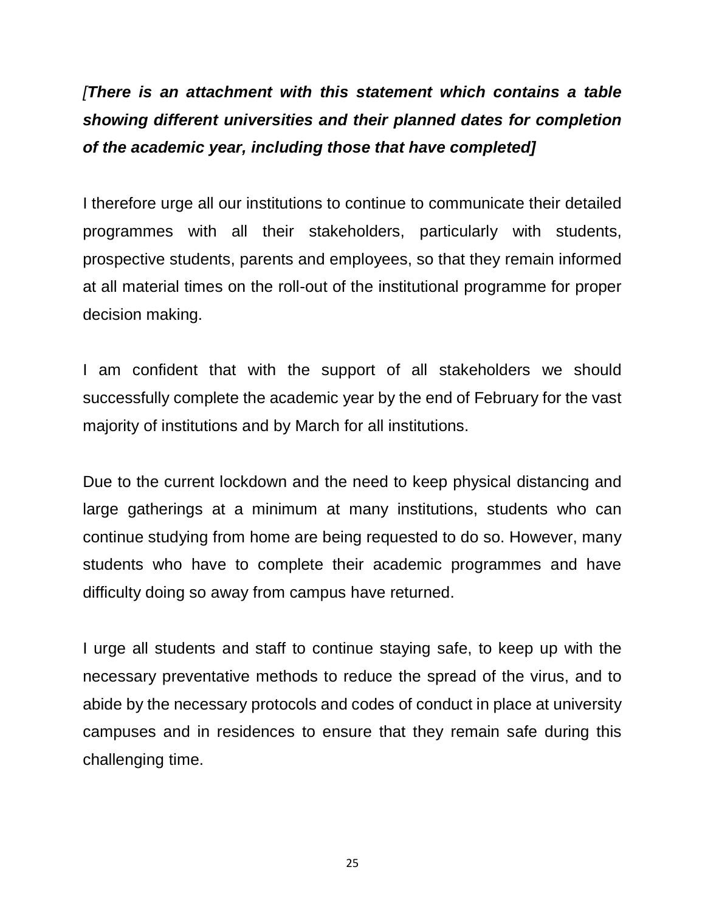*[**There is an attachment with this statement which contains a table showing different universities and their planned dates for completion of the academic year, including those that have completed]***

I therefore urge all our institutions to continue to communicate their detailed programmes with all their stakeholders, particularly with students, prospective students, parents and employees, so that they remain informed at all material times on the roll-out of the institutional programme for proper decision making.

I am confident that with the support of all stakeholders we should successfully complete the academic year by the end of February for the vast majority of institutions and by March for all institutions.

Due to the current lockdown and the need to keep physical distancing and large gatherings at a minimum at many institutions, students who can continue studying from home are being requested to do so. However, many students who have to complete their academic programmes and have difficulty doing so away from campus have returned.

I urge all students and staff to continue staying safe, to keep up with the necessary preventative methods to reduce the spread of the virus, and to abide by the necessary protocols and codes of conduct in place at university campuses and in residences to ensure that they remain safe during this challenging time.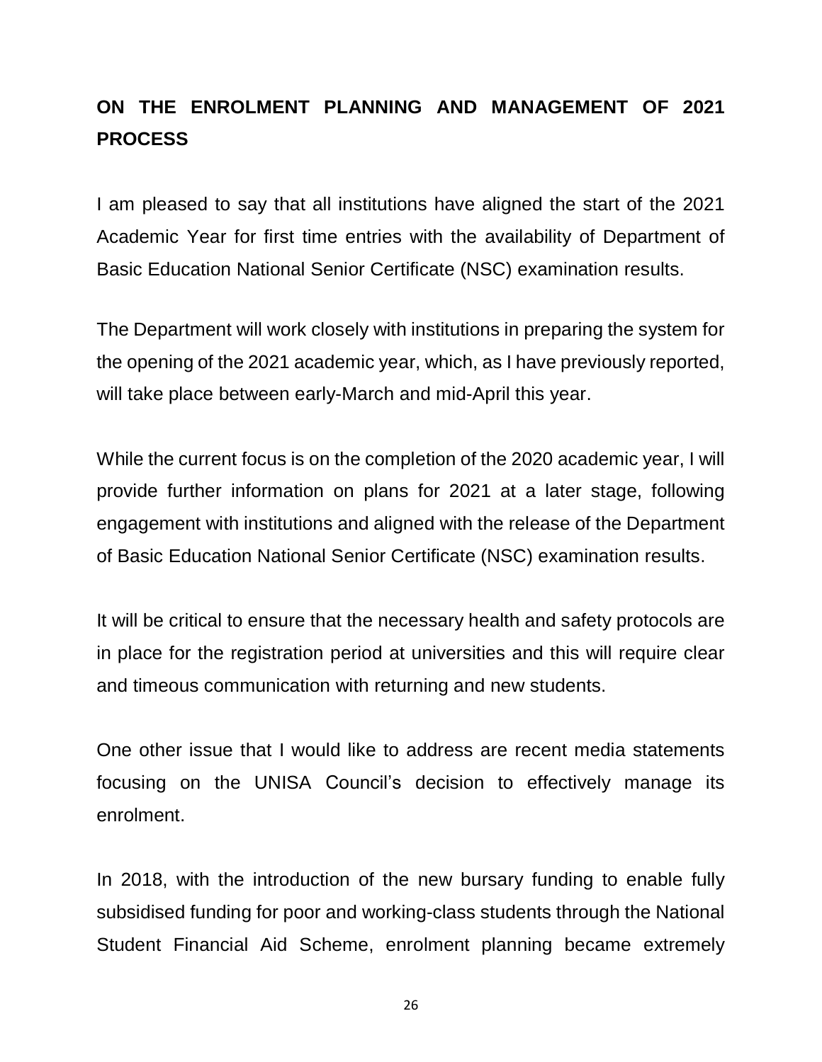## ON THE ENROLMENT PLANNING AND MANAGEMENT OF 2021 PROCESS

I am pleased to say that all institutions have aligned the start of the 2021 Academic Year for first time entries with the availability of Department of Basic Education National Senior Certificate (NSC) examination results.

The Department will work closely with institutions in preparing the system for the opening of the 2021 academic year, which, as I have previously reported, will take place between early-March and mid-April this year.

While the current focus is on the completion of the 2020 academic year, I will provide further information on plans for 2021 at a later stage, following engagement with institutions and aligned with the release of the Department of Basic Education National Senior Certificate (NSC) examination results.

It will be critical to ensure that the necessary health and safety protocols are in place for the registration period at universities and this will require clear and timeous communication with returning and new students.

One other issue that I would like to address are recent media statements focusing on the UNISA Council's decision to effectively manage its enrolment.

In 2018, with the introduction of the new bursary funding to enable fully subsidised funding for poor and working-class students through the National Student Financial Aid Scheme, enrolment planning became extremely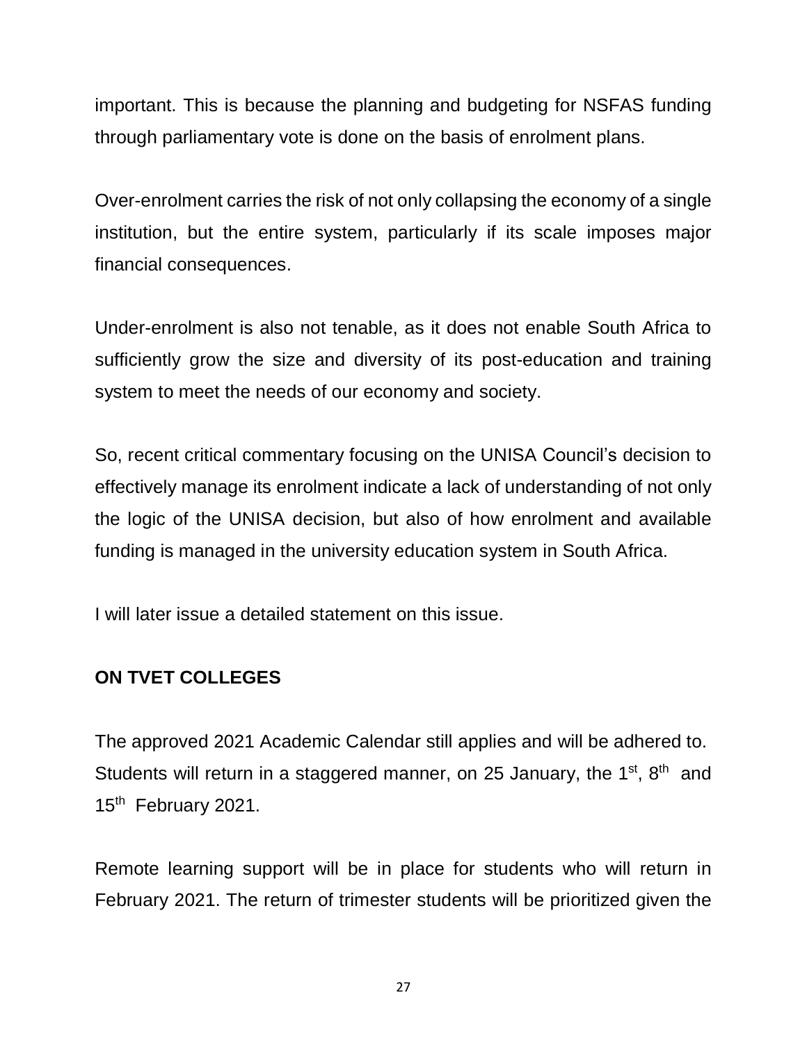important. This is because the planning and budgeting for NSFAS funding through parliamentary vote is done on the basis of enrolment plans.

Over-enrolment carries the risk of not only collapsing the economy of a single institution, but the entire system, particularly if its scale imposes major financial consequences.

Under-enrolment is also not tenable, as it does not enable South Africa to sufficiently grow the size and diversity of its post-education and training system to meet the needs of our economy and society.

So, recent critical commentary focusing on the UNISA Council's decision to effectively manage its enrolment indicate a lack of understanding of not only the logic of the UNISA decision, but also of how enrolment and available funding is managed in the university education system in South Africa.

I will later issue a detailed statement on this issue.

**ON TVET COLLEGES**

The approved 2021 Academic Calendar still applies and will be adhered to. Students will return in a staggered manner, on 25 January, the 1st, 8th and 15th February 2021.

Remote learning support will be in place for students who will return in February 2021. The return of trimester students will be prioritized given the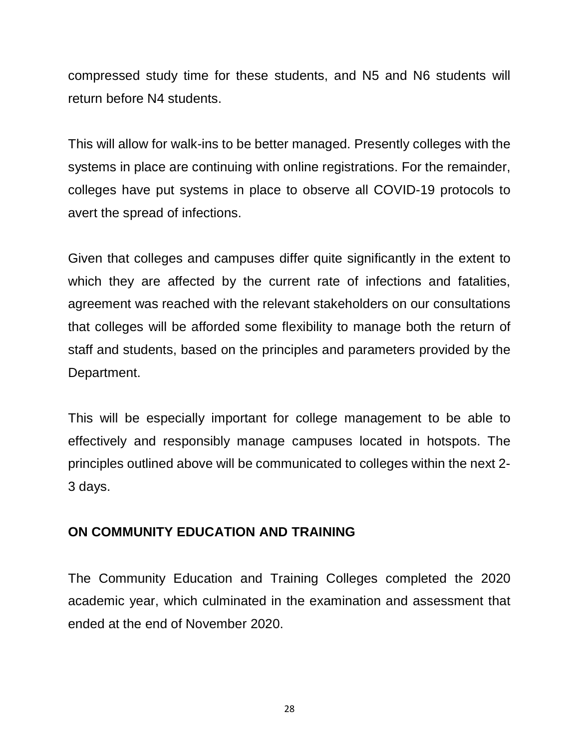compressed study time for these students, and N5 and N6 students will return before N4 students.

This will allow for walk-ins to be better managed. Presently colleges with the systems in place are continuing with online registrations. For the remainder, colleges have put systems in place to observe all COVID-19 protocols to avert the spread of infections.

Given that colleges and campuses differ quite significantly in the extent to which they are affected by the current rate of infections and fatalities, agreement was reached with the relevant stakeholders on our consultations that colleges will be afforded some flexibility to manage both the return of staff and students, based on the principles and parameters provided by the Department.

This will be especially important for college management to be able to effectively and responsibly manage campuses located in hotspots. The principles outlined above will be communicated to colleges within the next 2-3 days.

**ON COMMUNITY EDUCATION AND TRAINING**

The Community Education and Training Colleges completed the 2020 academic year, which culminated in the examination and assessment that ended at the end of November 2020.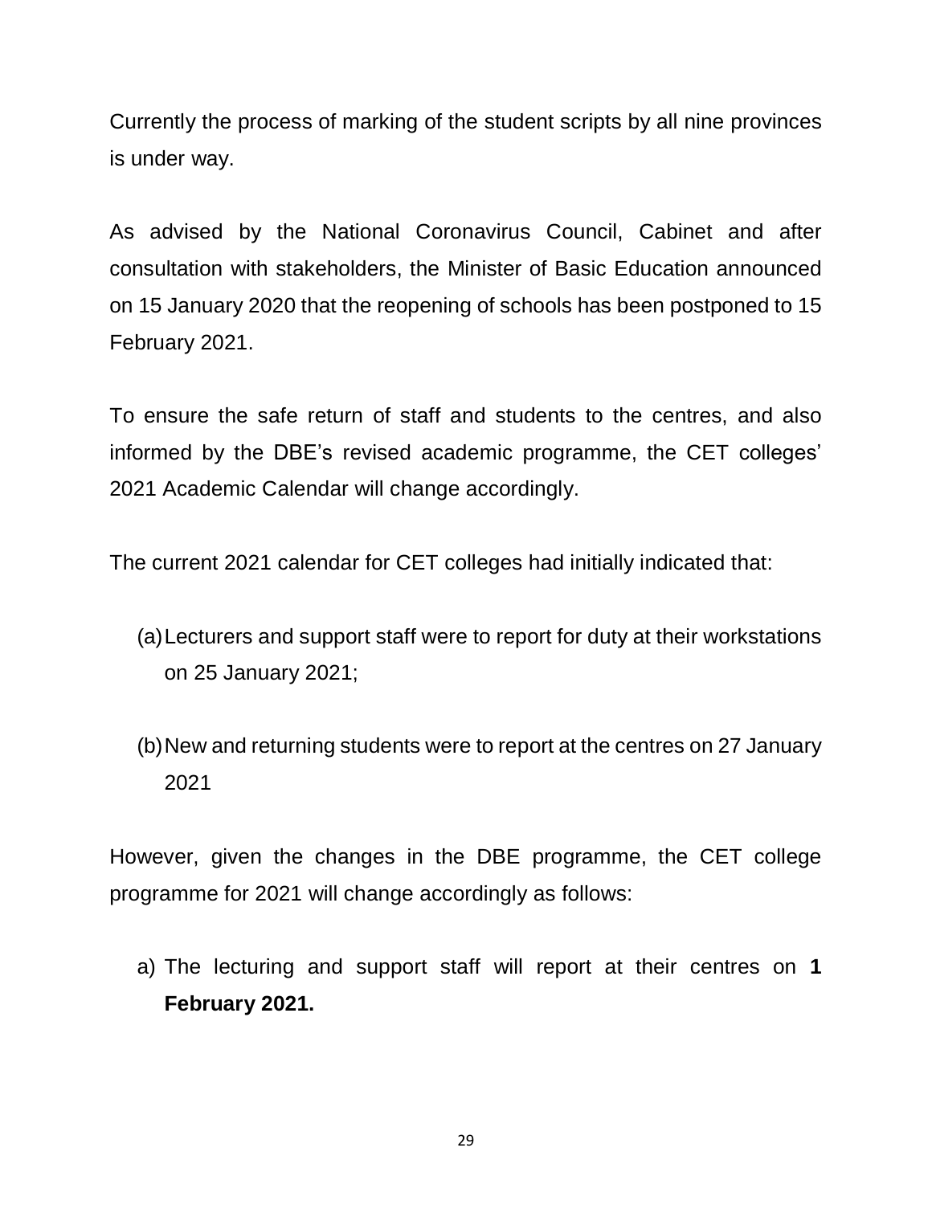Currently the process of marking of the student scripts by all nine provinces is under way.

As advised by the National Coronavirus Council, Cabinet and after consultation with stakeholders, the Minister of Basic Education announced on 15 January 2020 that the reopening of schools has been postponed to 15 February 2021.

To ensure the safe return of staff and students to the centres, and also informed by the DBE's revised academic programme, the CET colleges' 2021 Academic Calendar will change accordingly.

The current 2021 calendar for CET colleges had initially indicated that:

(a) Lecturers and support staff were to report for duty at their workstations on 25 January 2021;

(b) New and returning students were to report at the centres on 27 January 2021

However, given the changes in the DBE programme, the CET college programme for 2021 will change accordingly as follows:

a) The lecturing and support staff will report at their centres on **1 February 2021.**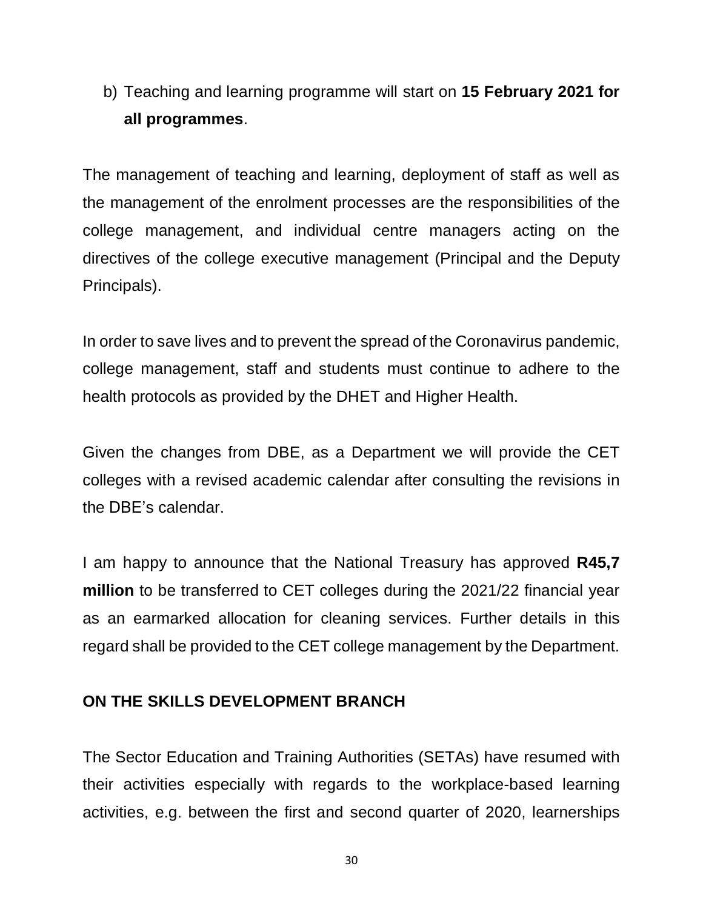b) Teaching and learning programme will start on **15 February 2021 for all programmes**.

The management of teaching and learning, deployment of staff as well as the management of the enrolment processes are the responsibilities of the college management, and individual centre managers acting on the directives of the college executive management (Principal and the Deputy Principals).

In order to save lives and to prevent the spread of the Coronavirus pandemic, college management, staff and students must continue to adhere to the health protocols as provided by the DHET and Higher Health.

Given the changes from DBE, as a Department we will provide the CET colleges with a revised academic calendar after consulting the revisions in the DBE's calendar.

I am happy to announce that the National Treasury has approved **R45,7 million** to be transferred to CET colleges during the 2021/22 financial year as an earmarked allocation for cleaning services. Further details in this regard shall be provided to the CET college management by the Department.

**ON THE SKILLS DEVELOPMENT BRANCH**

The Sector Education and Training Authorities (SETAs) have resumed with their activities especially with regards to the workplace-based learning activities, e.g. between the first and second quarter of 2020, learnerships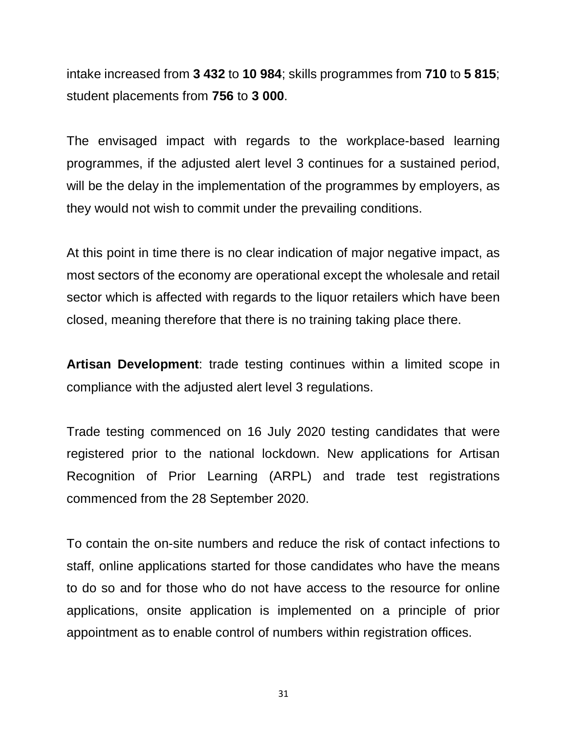intake increased from **3 432** to **10 984**; skills programmes from **710** to **5 815**; student placements from **756** to **3 000**.

The envisaged impact with regards to the workplace-based learning programmes, if the adjusted alert level 3 continues for a sustained period, will be the delay in the implementation of the programmes by employers, as they would not wish to commit under the prevailing conditions.

At this point in time there is no clear indication of major negative impact, as most sectors of the economy are operational except the wholesale and retail sector which is affected with regards to the liquor retailers which have been closed, meaning therefore that there is no training taking place there.

**Artisan Development**: trade testing continues within a limited scope in compliance with the adjusted alert level 3 regulations.

Trade testing commenced on 16 July 2020 testing candidates that were registered prior to the national lockdown. New applications for Artisan Recognition of Prior Learning (ARPL) and trade test registrations commenced from the 28 September 2020.

To contain the on-site numbers and reduce the risk of contact infections to staff, online applications started for those candidates who have the means to do so and for those who do not have access to the resource for online applications, onsite application is implemented on a principle of prior appointment as to enable control of numbers within registration offices.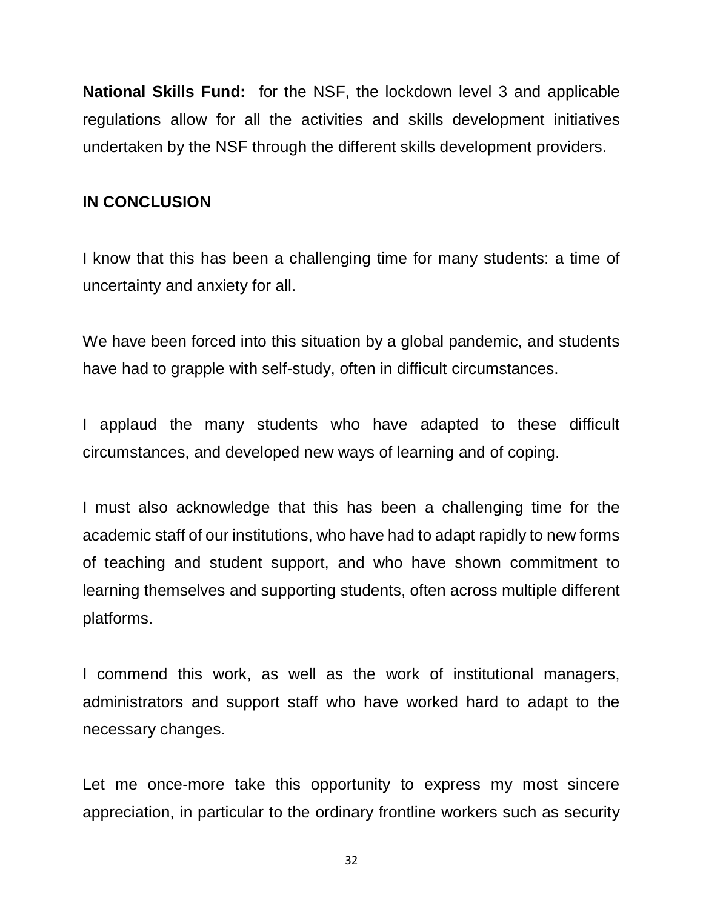**National Skills Fund:** for the NSF, the lockdown level 3 and applicable regulations allow for all the activities and skills development initiatives undertaken by the NSF through the different skills development providers.

## IN CONCLUSION

I know that this has been a challenging time for many students: a time of uncertainty and anxiety for all.

We have been forced into this situation by a global pandemic, and students have had to grapple with self-study, often in difficult circumstances.

I applaud the many students who have adapted to these difficult circumstances, and developed new ways of learning and of coping.

I must also acknowledge that this has been a challenging time for the academic staff of our institutions, who have had to adapt rapidly to new forms of teaching and student support, and who have shown commitment to learning themselves and supporting students, often across multiple different platforms.

I commend this work, as well as the work of institutional managers, administrators and support staff who have worked hard to adapt to the necessary changes.

Let me once-more take this opportunity to express my most sincere appreciation, in particular to the ordinary frontline workers such as security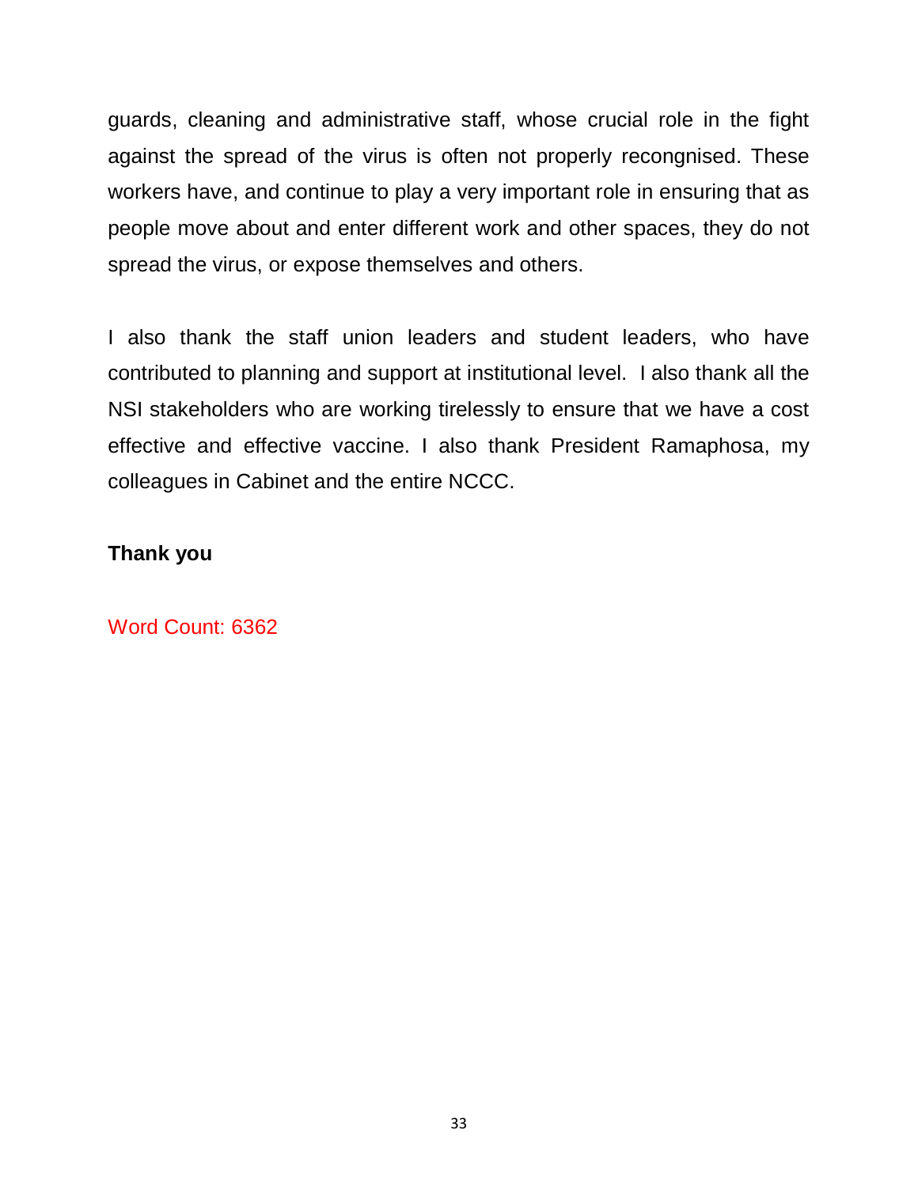guards, cleaning and administrative staff, whose crucial role in the fight against the spread of the virus is often not properly recongnised. These workers have, and continue to play a very important role in ensuring that as people move about and enter different work and other spaces, they do not spread the virus, or expose themselves and others.

I also thank the staff union leaders and student leaders, who have contributed to planning and support at institutional level.  I also thank all the NSI stakeholders who are working tirelessly to ensure that we have a cost effective and effective vaccine. I also thank President Ramaphosa, my colleagues in Cabinet and the entire NCCC.

**Thank you**

Word Count: 6362